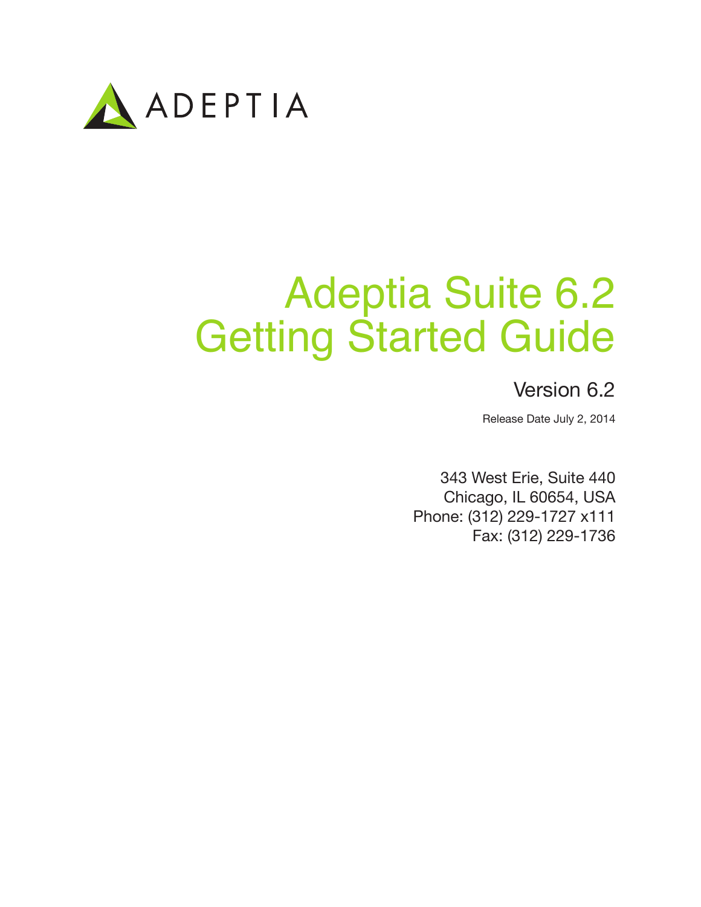ADEPTIA

# Adeptia Suite 6.2 Getting Started Guide

Version 6.2

Release Date July 2, 2014

343 West Erie, Suite 440
Chicago, IL 60654, USA
Phone: (312) 229-1727 x111
Fax: (312) 229-1736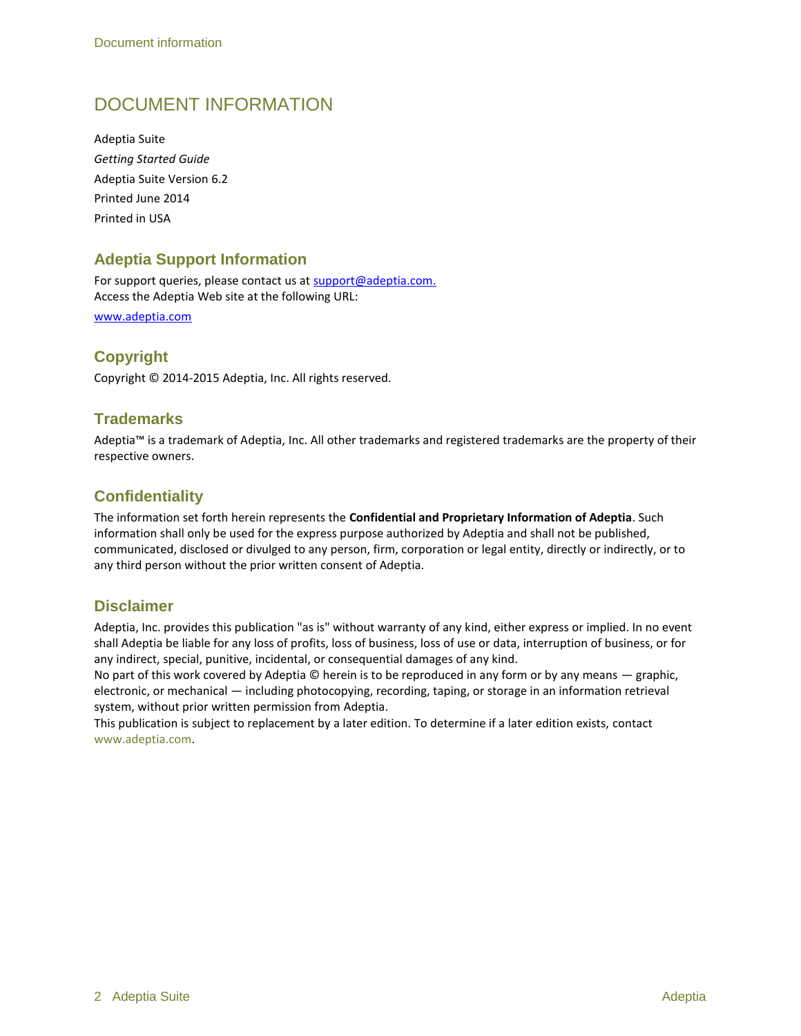# DOCUMENT INFORMATION

Adeptia Suite

*Getting Started Guide*

Adeptia Suite Version 6.2

Printed June 2014

Printed in USA

## Adeptia Support Information

For support queries, please contact us at support@adeptia.com.
Access the Adeptia Web site at the following URL:

www.adeptia.com

## Copyright

Copyright © 2014-2015 Adeptia, Inc. All rights reserved.

## Trademarks

Adeptia™ is a trademark of Adeptia, Inc. All other trademarks and registered trademarks are the property of their respective owners.

## Confidentiality

The information set forth herein represents the **Confidential and Proprietary Information of Adeptia**. Such information shall only be used for the express purpose authorized by Adeptia and shall not be published, communicated, disclosed or divulged to any person, firm, corporation or legal entity, directly or indirectly, or to any third person without the prior written consent of Adeptia.

## Disclaimer

Adeptia, Inc. provides this publication "as is" without warranty of any kind, either express or implied. In no event shall Adeptia be liable for any loss of profits, loss of business, loss of use or data, interruption of business, or for any indirect, special, punitive, incidental, or consequential damages of any kind.
No part of this work covered by Adeptia © herein is to be reproduced in any form or by any means — graphic, electronic, or mechanical — including photocopying, recording, taping, or storage in an information retrieval system, without prior written permission from Adeptia.
This publication is subject to replacement by a later edition. To determine if a later edition exists, contact www.adeptia.com.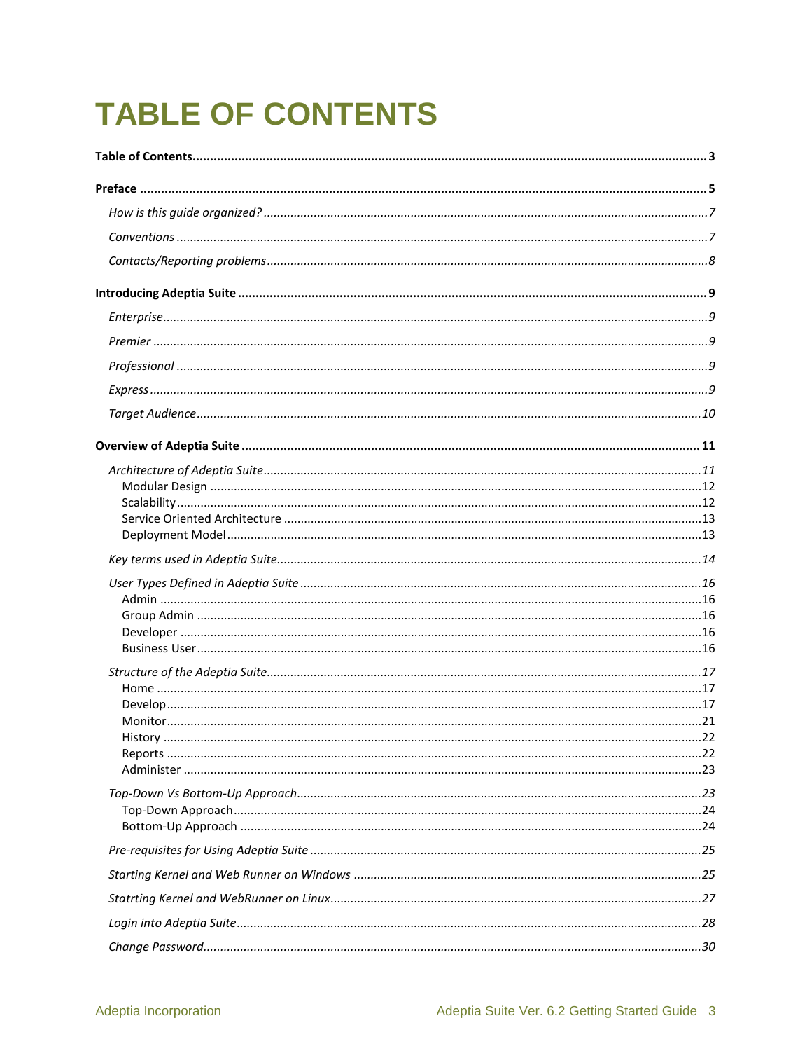# TABLE OF CONTENTS

**Table of Contents** .......... **3**

**Preface** .......... **5**

- *How is this guide organized?* .......... *7*
- *Conventions* .......... *7*
- *Contacts/Reporting problems* .......... *8*

**Introducing Adeptia Suite** .......... **9**

- *Enterprise* .......... *9*
- *Premier* .......... *9*
- *Professional* .......... *9*
- *Express* .......... *9*
- *Target Audience* .......... *10*

**Overview of Adeptia Suite** .......... **11**

- *Architecture of Adeptia Suite* .......... *11*
  - Modular Design .......... 12
  - Scalability .......... 12
  - Service Oriented Architecture .......... 13
  - Deployment Model .......... 13
- *Key terms used in Adeptia Suite* .......... *14*
- *User Types Defined in Adeptia Suite* .......... *16*
  - Admin .......... 16
  - Group Admin .......... 16
  - Developer .......... 16
  - Business User .......... 16
- *Structure of the Adeptia Suite* .......... *17*
  - Home .......... 17
  - Develop .......... 17
  - Monitor .......... 21
  - History .......... 22
  - Reports .......... 22
  - Administer .......... 23
- *Top-Down Vs Bottom-Up Approach* .......... *23*
  - Top-Down Approach .......... 24
  - Bottom-Up Approach .......... 24
- *Pre-requisites for Using Adeptia Suite* .......... *25*
- *Starting Kernel and Web Runner on Windows* .......... *25*
- *Statrting Kernel and WebRunner on Linux* .......... *27*
- *Login into Adeptia Suite* .......... *28*
- *Change Password* .......... *30*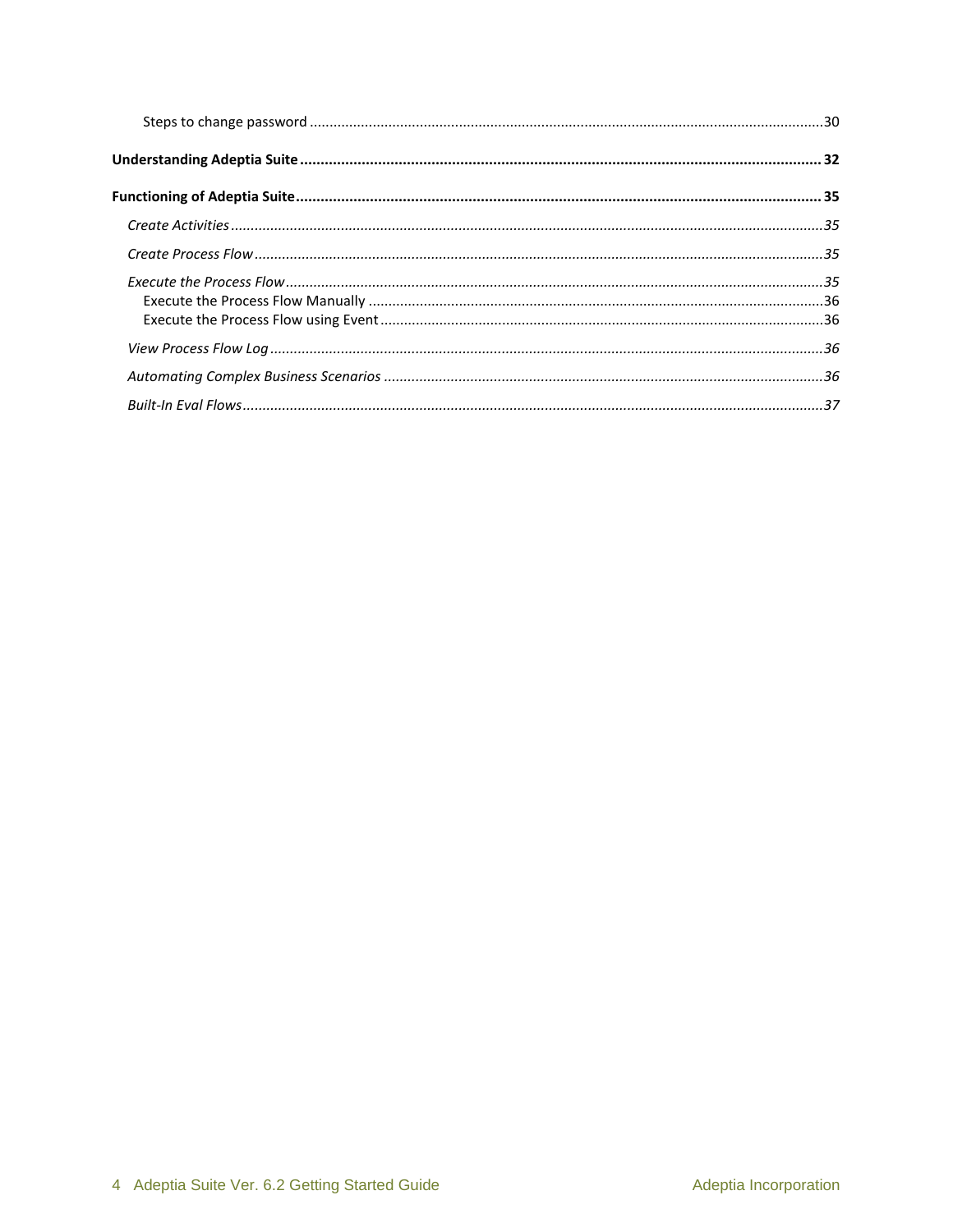Steps to change password ....................................................................................................................................30

**Understanding Adeptia Suite ................................................................................................................................ 32**

**Functioning of Adeptia Suite ................................................................................................................................ 35**

*Create Activities ........................................................................................................................................................35*

*Create Process Flow ..................................................................................................................................................35*

*Execute the Process Flow ..........................................................................................................................................35*

Execute the Process Flow Manually ....................................................................................................................36

Execute the Process Flow using Event .................................................................................................................36

*View Process Flow Log ..............................................................................................................................................36*

*Automating Complex Business Scenarios ................................................................................................................36*

*Built-In Eval Flows .....................................................................................................................................................37*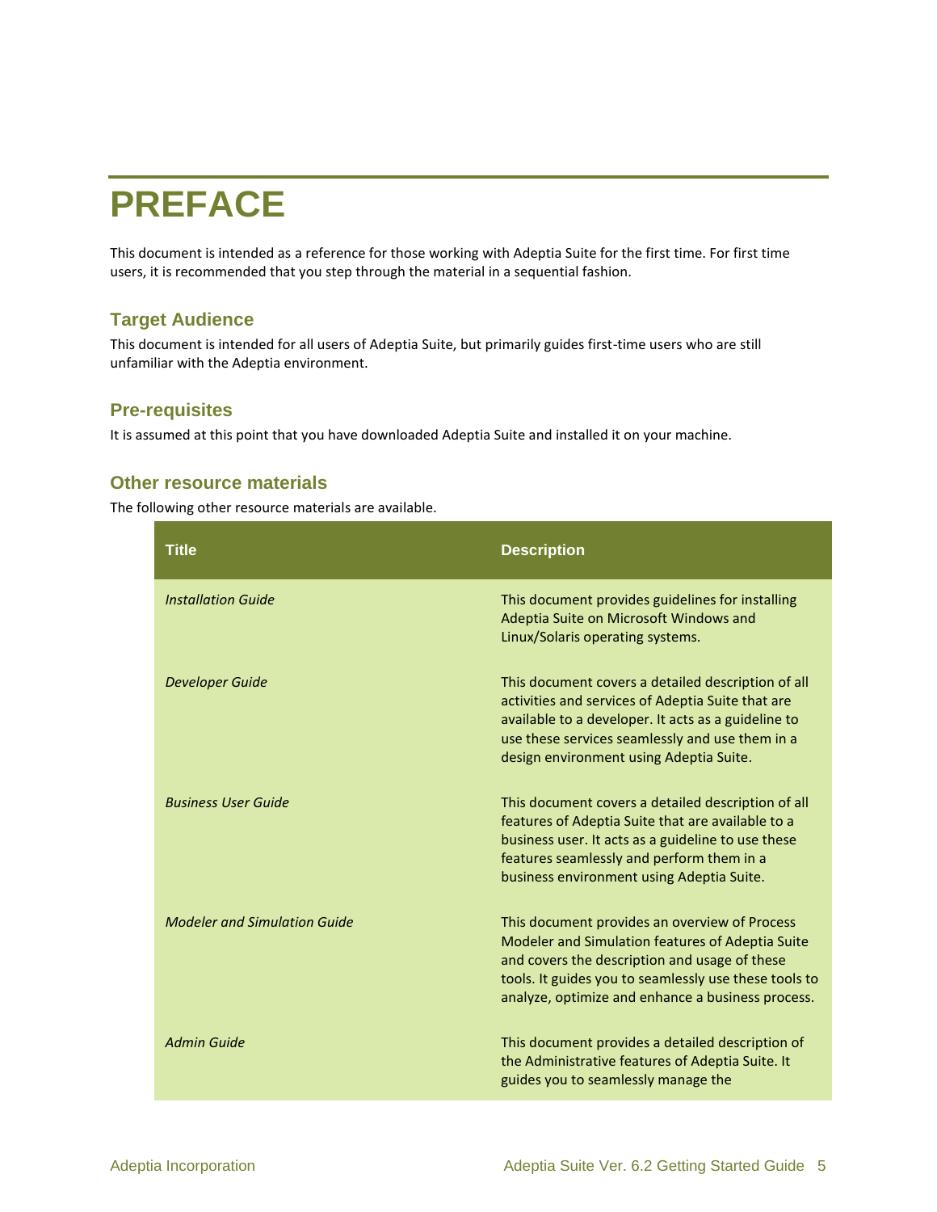# PREFACE

This document is intended as a reference for those working with Adeptia Suite for the first time. For first time users, it is recommended that you step through the material in a sequential fashion.

## Target Audience

This document is intended for all users of Adeptia Suite, but primarily guides first-time users who are still unfamiliar with the Adeptia environment.

## Pre-requisites

It is assumed at this point that you have downloaded Adeptia Suite and installed it on your machine.

## Other resource materials

The following other resource materials are available.

| Title | Description |
|---|---|
| *Installation Guide* | This document provides guidelines for installing Adeptia Suite on Microsoft Windows and Linux/Solaris operating systems. |
| *Developer Guide* | This document covers a detailed description of all activities and services of Adeptia Suite that are available to a developer. It acts as a guideline to use these services seamlessly and use them in a design environment using Adeptia Suite. |
| *Business User Guide* | This document covers a detailed description of all features of Adeptia Suite that are available to a business user. It acts as a guideline to use these features seamlessly and perform them in a business environment using Adeptia Suite. |
| *Modeler and Simulation Guide* | This document provides an overview of Process Modeler and Simulation features of Adeptia Suite and covers the description and usage of these tools. It guides you to seamlessly use these tools to analyze, optimize and enhance a business process. |
| *Admin Guide* | This document provides a detailed description of the Administrative features of Adeptia Suite. It guides you to seamlessly manage the |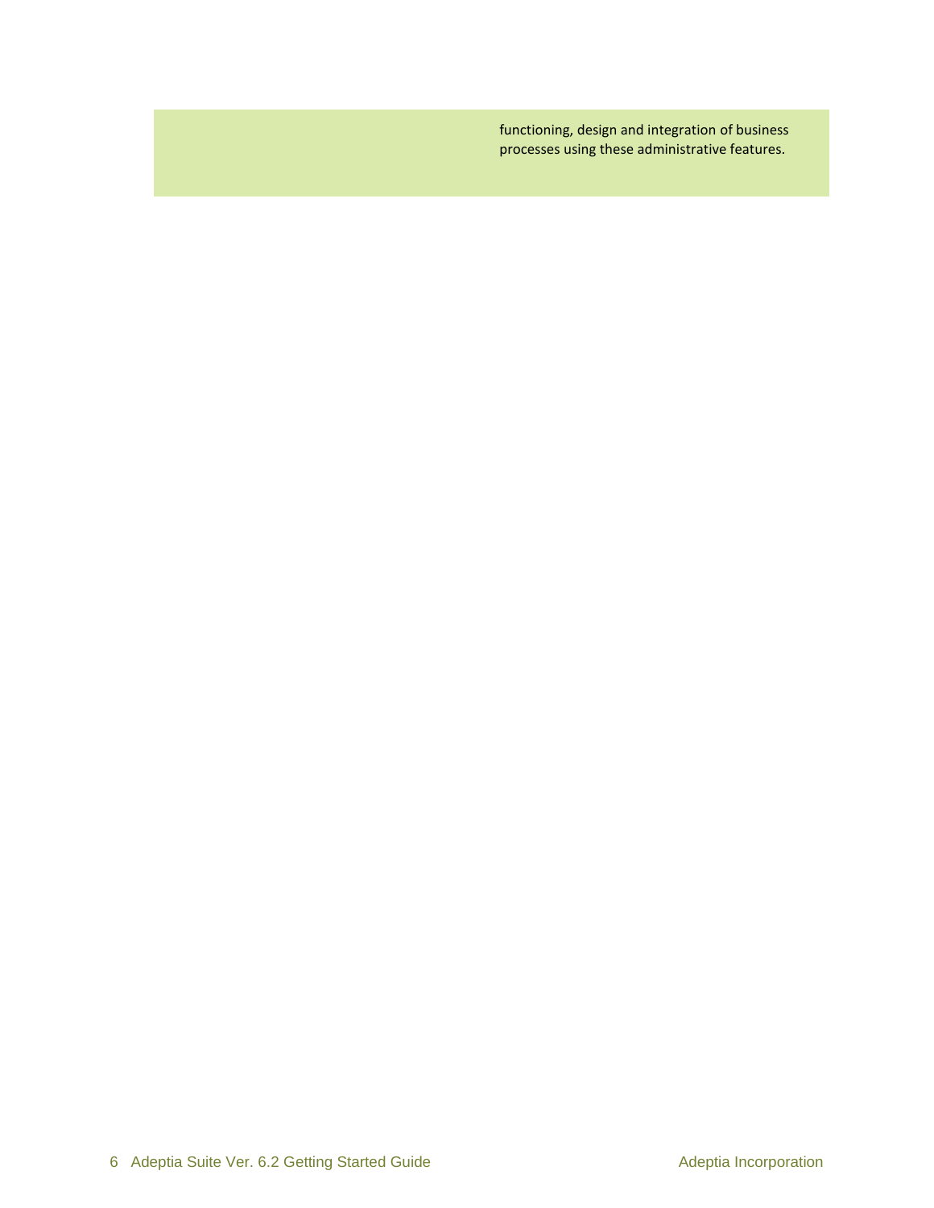functioning, design and integration of business processes using these administrative features.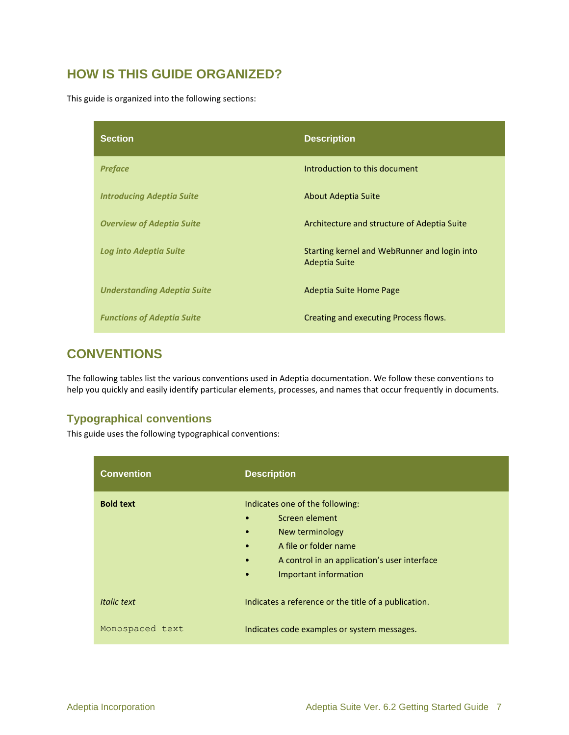## HOW IS THIS GUIDE ORGANIZED?

This guide is organized into the following sections:

| Section | Description |
| --- | --- |
| *Preface* | Introduction to this document |
| *Introducing Adeptia Suite* | About Adeptia Suite |
| *Overview of Adeptia Suite* | Architecture and structure of Adeptia Suite |
| *Log into Adeptia Suite* | Starting kernel and WebRunner and login into Adeptia Suite |
| *Understanding Adeptia Suite* | Adeptia Suite Home Page |
| *Functions of Adeptia Suite* | Creating and executing Process flows. |

## CONVENTIONS

The following tables list the various conventions used in Adeptia documentation. We follow these conventions to help you quickly and easily identify particular elements, processes, and names that occur frequently in documents.

### Typographical conventions

This guide uses the following typographical conventions:

| Convention | Description |
| --- | --- |
| **Bold text** | Indicates one of the following:<br>• Screen element<br>• New terminology<br>• A file or folder name<br>• A control in an application's user interface<br>• Important information |
| *Italic text* | Indicates a reference or the title of a publication. |
| `Monospaced text` | Indicates code examples or system messages. |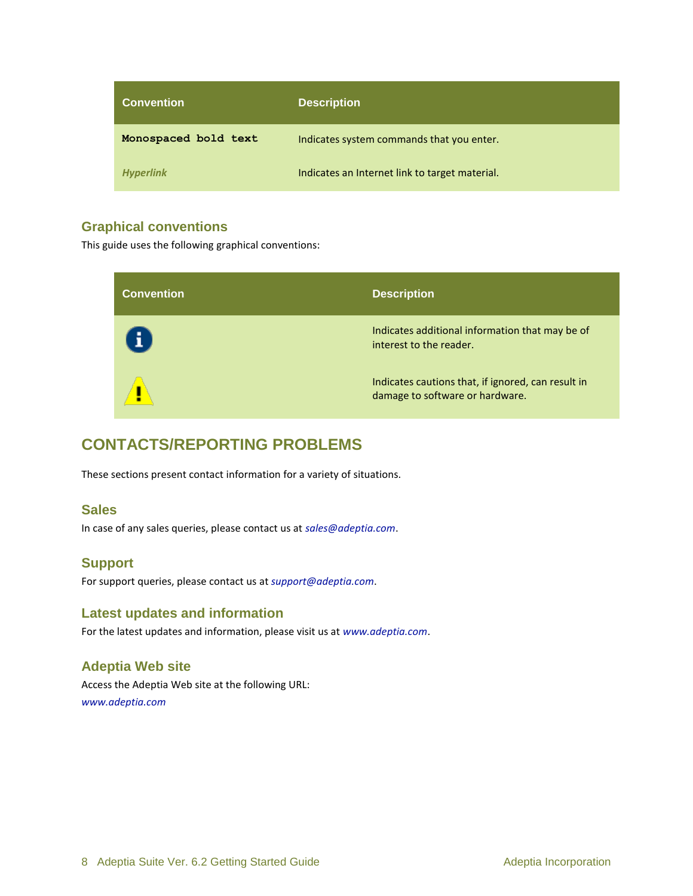| Convention | Description |
| --- | --- |
| **`Monospaced bold text`** | Indicates system commands that you enter. |
| *Hyperlink* | Indicates an Internet link to target material. |

### Graphical conventions

This guide uses the following graphical conventions:

| Convention | Description |
| --- | --- |
| ℹ | Indicates additional information that may be of interest to the reader. |
| ⚠ | Indicates cautions that, if ignored, can result in damage to software or hardware. |

## CONTACTS/REPORTING PROBLEMS

These sections present contact information for a variety of situations.

### Sales

In case of any sales queries, please contact us at *sales@adeptia.com*.

### Support

For support queries, please contact us at *support@adeptia.com*.

### Latest updates and information

For the latest updates and information, please visit us at *www.adeptia.com*.

### Adeptia Web site

Access the Adeptia Web site at the following URL:

*www.adeptia.com*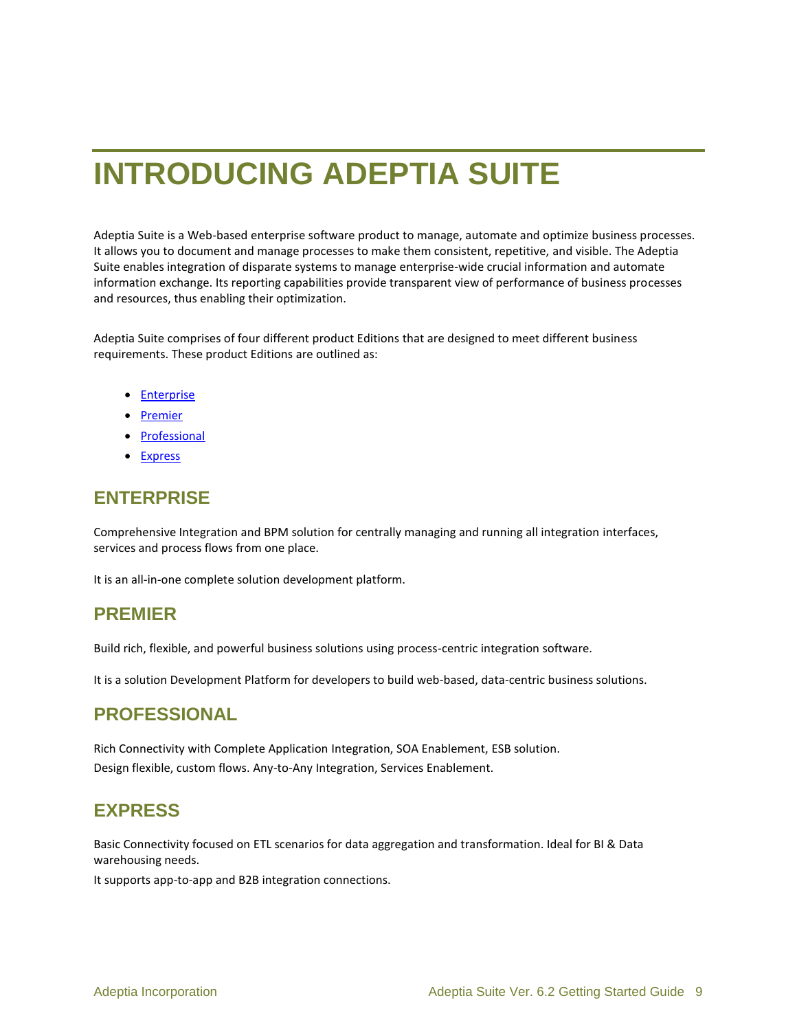# INTRODUCING ADEPTIA SUITE

Adeptia Suite is a Web-based enterprise software product to manage, automate and optimize business processes. It allows you to document and manage processes to make them consistent, repetitive, and visible. The Adeptia Suite enables integration of disparate systems to manage enterprise-wide crucial information and automate information exchange. Its reporting capabilities provide transparent view of performance of business processes and resources, thus enabling their optimization.

Adeptia Suite comprises of four different product Editions that are designed to meet different business requirements. These product Editions are outlined as:

- Enterprise
- Premier
- Professional
- Express

## ENTERPRISE

Comprehensive Integration and BPM solution for centrally managing and running all integration interfaces, services and process flows from one place.

It is an all-in-one complete solution development platform.

## PREMIER

Build rich, flexible, and powerful business solutions using process-centric integration software.

It is a solution Development Platform for developers to build web-based, data-centric business solutions.

## PROFESSIONAL

Rich Connectivity with Complete Application Integration, SOA Enablement, ESB solution.
Design flexible, custom flows. Any-to-Any Integration, Services Enablement.

## EXPRESS

Basic Connectivity focused on ETL scenarios for data aggregation and transformation. Ideal for BI & Data warehousing needs.
It supports app-to-app and B2B integration connections.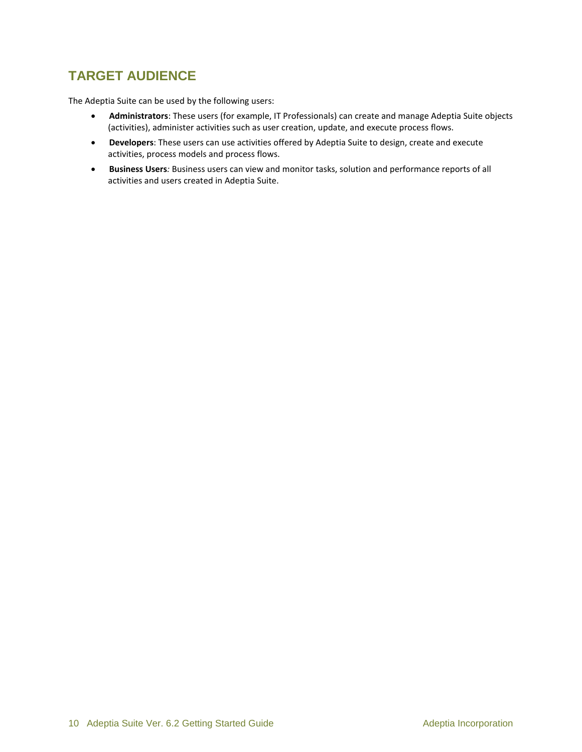# TARGET AUDIENCE

The Adeptia Suite can be used by the following users:

- **Administrators**: These users (for example, IT Professionals) can create and manage Adeptia Suite objects (activities), administer activities such as user creation, update, and execute process flows.
- **Developers**: These users can use activities offered by Adeptia Suite to design, create and execute activities, process models and process flows.
- **Business Users***:* Business users can view and monitor tasks, solution and performance reports of all activities and users created in Adeptia Suite.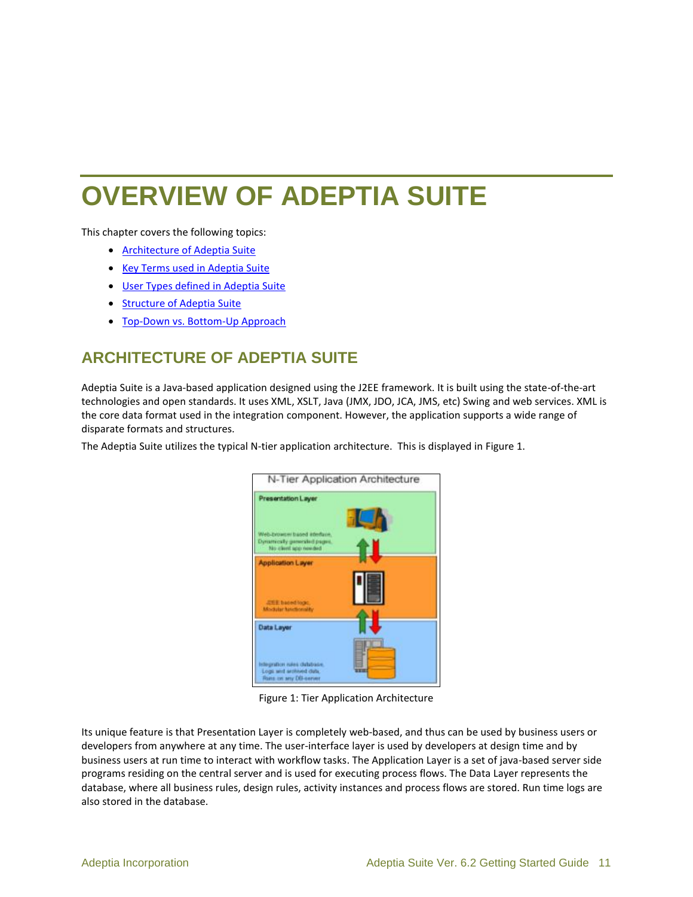# OVERVIEW OF ADEPTIA SUITE

This chapter covers the following topics:

- Architecture of Adeptia Suite
- Key Terms used in Adeptia Suite
- User Types defined in Adeptia Suite
- Structure of Adeptia Suite
- Top-Down vs. Bottom-Up Approach

## ARCHITECTURE OF ADEPTIA SUITE

Adeptia Suite is a Java-based application designed using the J2EE framework. It is built using the state-of-the-art technologies and open standards. It uses XML, XSLT, Java (JMX, JDO, JCA, JMS, etc) Swing and web services. XML is the core data format used in the integration component. However, the application supports a wide range of disparate formats and structures.

The Adeptia Suite utilizes the typical N-tier application architecture. This is displayed in Figure 1.

Figure 1: Tier Application Architecture

Its unique feature is that Presentation Layer is completely web-based, and thus can be used by business users or developers from anywhere at any time. The user-interface layer is used by developers at design time and by business users at run time to interact with workflow tasks. The Application Layer is a set of java-based server side programs residing on the central server and is used for executing process flows. The Data Layer represents the database, where all business rules, design rules, activity instances and process flows are stored. Run time logs are also stored in the database.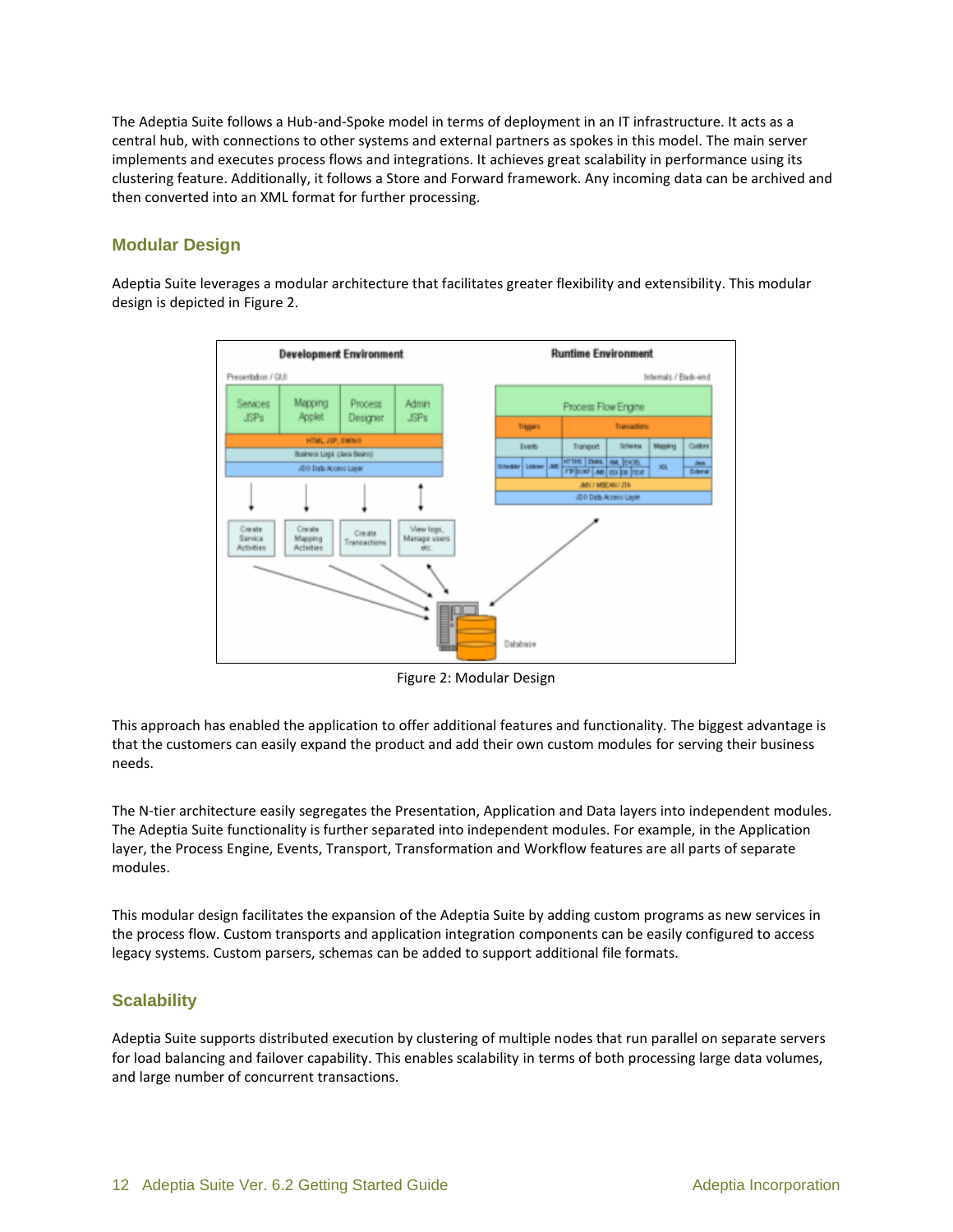The Adeptia Suite follows a Hub-and-Spoke model in terms of deployment in an IT infrastructure. It acts as a central hub, with connections to other systems and external partners as spokes in this model. The main server implements and executes process flows and integrations. It achieves great scalability in performance using its clustering feature. Additionally, it follows a Store and Forward framework. Any incoming data can be archived and then converted into an XML format for further processing.

## Modular Design

Adeptia Suite leverages a modular architecture that facilitates greater flexibility and extensibility. This modular design is depicted in Figure 2.

Figure 2: Modular Design

This approach has enabled the application to offer additional features and functionality. The biggest advantage is that the customers can easily expand the product and add their own custom modules for serving their business needs.

The N-tier architecture easily segregates the Presentation, Application and Data layers into independent modules. The Adeptia Suite functionality is further separated into independent modules. For example, in the Application layer, the Process Engine, Events, Transport, Transformation and Workflow features are all parts of separate modules.

This modular design facilitates the expansion of the Adeptia Suite by adding custom programs as new services in the process flow. Custom transports and application integration components can be easily configured to access legacy systems. Custom parsers, schemas can be added to support additional file formats.

## Scalability

Adeptia Suite supports distributed execution by clustering of multiple nodes that run parallel on separate servers for load balancing and failover capability. This enables scalability in terms of both processing large data volumes, and large number of concurrent transactions.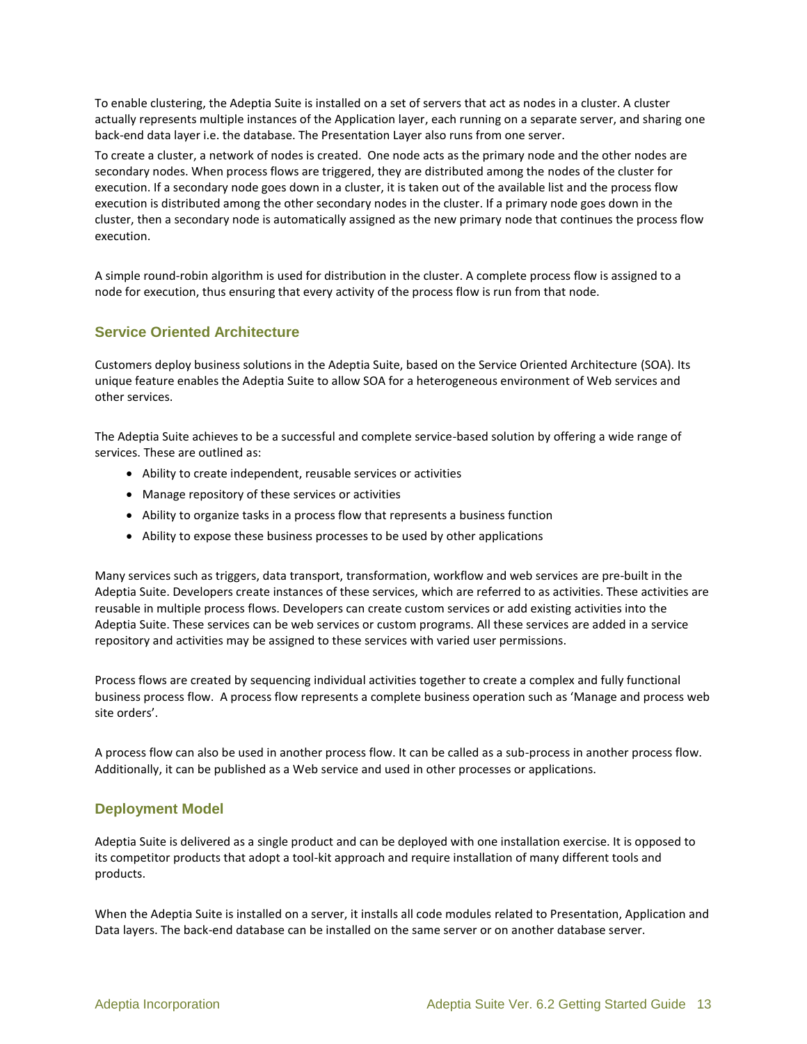To enable clustering, the Adeptia Suite is installed on a set of servers that act as nodes in a cluster. A cluster actually represents multiple instances of the Application layer, each running on a separate server, and sharing one back-end data layer i.e. the database. The Presentation Layer also runs from one server.

To create a cluster, a network of nodes is created. One node acts as the primary node and the other nodes are secondary nodes. When process flows are triggered, they are distributed among the nodes of the cluster for execution. If a secondary node goes down in a cluster, it is taken out of the available list and the process flow execution is distributed among the other secondary nodes in the cluster. If a primary node goes down in the cluster, then a secondary node is automatically assigned as the new primary node that continues the process flow execution.

A simple round-robin algorithm is used for distribution in the cluster. A complete process flow is assigned to a node for execution, thus ensuring that every activity of the process flow is run from that node.

## Service Oriented Architecture

Customers deploy business solutions in the Adeptia Suite, based on the Service Oriented Architecture (SOA). Its unique feature enables the Adeptia Suite to allow SOA for a heterogeneous environment of Web services and other services.

The Adeptia Suite achieves to be a successful and complete service-based solution by offering a wide range of services. These are outlined as:

- Ability to create independent, reusable services or activities
- Manage repository of these services or activities
- Ability to organize tasks in a process flow that represents a business function
- Ability to expose these business processes to be used by other applications

Many services such as triggers, data transport, transformation, workflow and web services are pre-built in the Adeptia Suite. Developers create instances of these services, which are referred to as activities. These activities are reusable in multiple process flows. Developers can create custom services or add existing activities into the Adeptia Suite. These services can be web services or custom programs. All these services are added in a service repository and activities may be assigned to these services with varied user permissions.

Process flows are created by sequencing individual activities together to create a complex and fully functional business process flow. A process flow represents a complete business operation such as 'Manage and process web site orders'.

A process flow can also be used in another process flow. It can be called as a sub-process in another process flow. Additionally, it can be published as a Web service and used in other processes or applications.

## Deployment Model

Adeptia Suite is delivered as a single product and can be deployed with one installation exercise. It is opposed to its competitor products that adopt a tool-kit approach and require installation of many different tools and products.

When the Adeptia Suite is installed on a server, it installs all code modules related to Presentation, Application and Data layers. The back-end database can be installed on the same server or on another database server.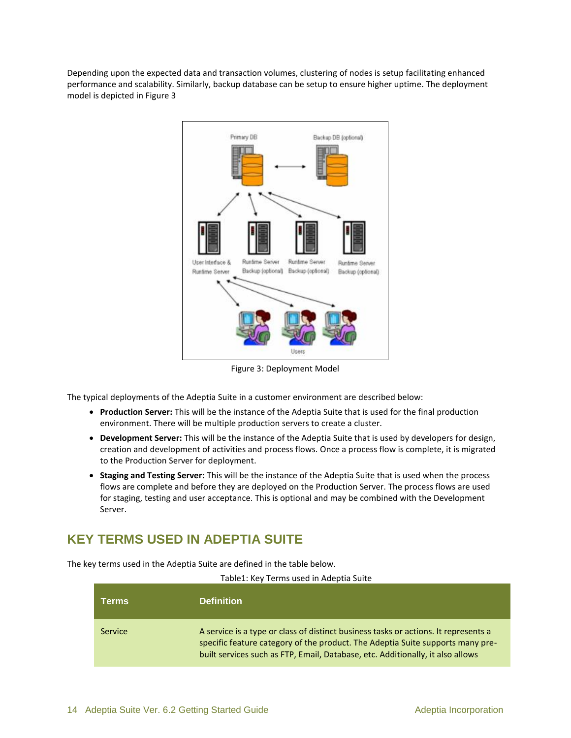Depending upon the expected data and transaction volumes, clustering of nodes is setup facilitating enhanced performance and scalability. Similarly, backup database can be setup to ensure higher uptime. The deployment model is depicted in Figure 3

Figure 3: Deployment Model

The typical deployments of the Adeptia Suite in a customer environment are described below:

- **Production Server:** This will be the instance of the Adeptia Suite that is used for the final production environment. There will be multiple production servers to create a cluster.
- **Development Server:** This will be the instance of the Adeptia Suite that is used by developers for design, creation and development of activities and process flows. Once a process flow is complete, it is migrated to the Production Server for deployment.
- **Staging and Testing Server:** This will be the instance of the Adeptia Suite that is used when the process flows are complete and before they are deployed on the Production Server. The process flows are used for staging, testing and user acceptance. This is optional and may be combined with the Development Server.

## KEY TERMS USED IN ADEPTIA SUITE

The key terms used in the Adeptia Suite are defined in the table below.

Table1: Key Terms used in Adeptia Suite

| Terms | Definition |
|---|---|
| Service | A service is a type or class of distinct business tasks or actions. It represents a specific feature category of the product. The Adeptia Suite supports many pre-built services such as FTP, Email, Database, etc. Additionally, it also allows |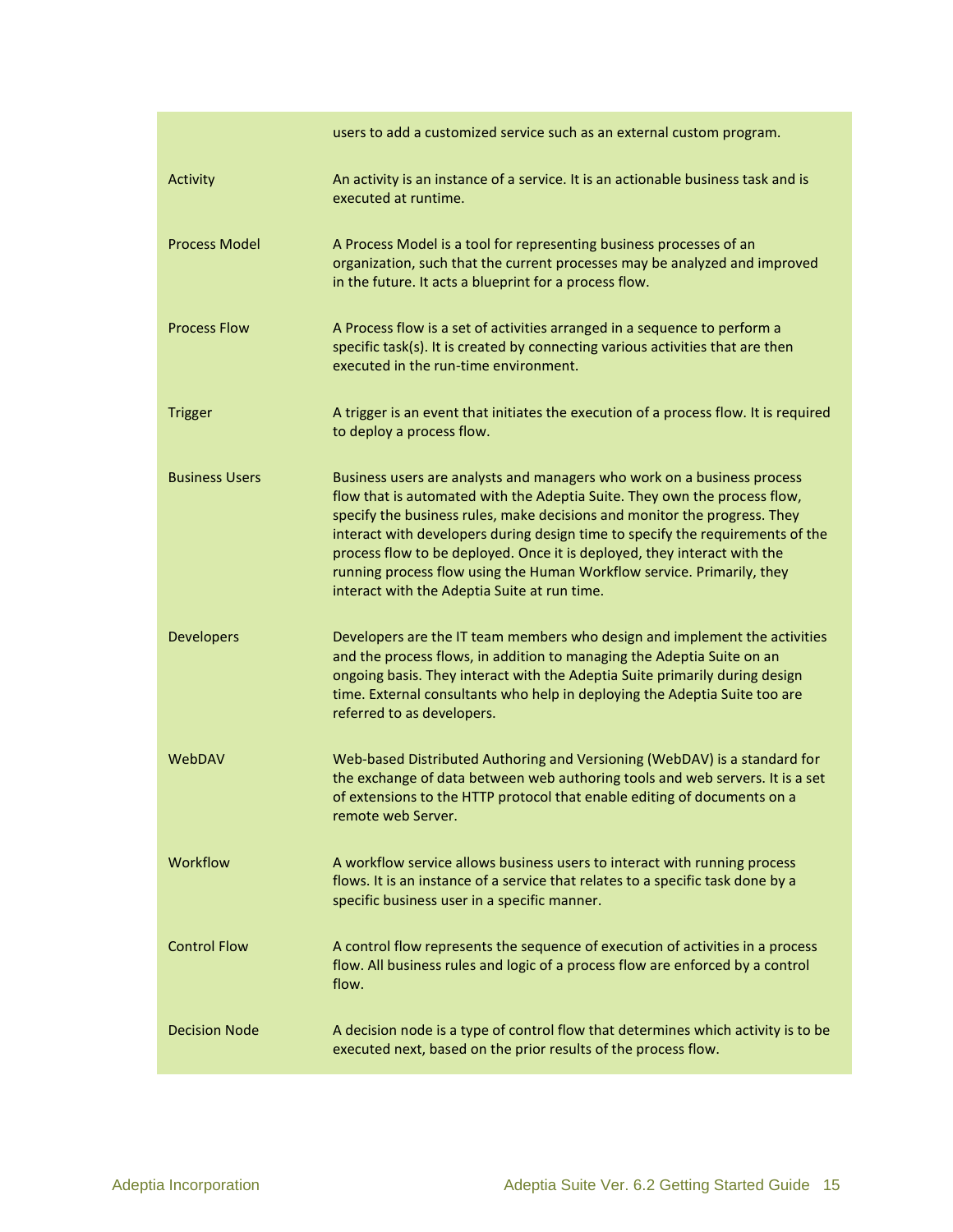| | |
|---|---|
| | users to add a customized service such as an external custom program. |
| Activity | An activity is an instance of a service. It is an actionable business task and is executed at runtime. |
| Process Model | A Process Model is a tool for representing business processes of an organization, such that the current processes may be analyzed and improved in the future. It acts a blueprint for a process flow. |
| Process Flow | A Process flow is a set of activities arranged in a sequence to perform a specific task(s). It is created by connecting various activities that are then executed in the run-time environment. |
| Trigger | A trigger is an event that initiates the execution of a process flow. It is required to deploy a process flow. |
| Business Users | Business users are analysts and managers who work on a business process flow that is automated with the Adeptia Suite. They own the process flow, specify the business rules, make decisions and monitor the progress. They interact with developers during design time to specify the requirements of the process flow to be deployed. Once it is deployed, they interact with the running process flow using the Human Workflow service. Primarily, they interact with the Adeptia Suite at run time. |
| Developers | Developers are the IT team members who design and implement the activities and the process flows, in addition to managing the Adeptia Suite on an ongoing basis. They interact with the Adeptia Suite primarily during design time. External consultants who help in deploying the Adeptia Suite too are referred to as developers. |
| WebDAV | Web-based Distributed Authoring and Versioning (WebDAV) is a standard for the exchange of data between web authoring tools and web servers. It is a set of extensions to the HTTP protocol that enable editing of documents on a remote web Server. |
| Workflow | A workflow service allows business users to interact with running process flows. It is an instance of a service that relates to a specific task done by a specific business user in a specific manner. |
| Control Flow | A control flow represents the sequence of execution of activities in a process flow. All business rules and logic of a process flow are enforced by a control flow. |
| Decision Node | A decision node is a type of control flow that determines which activity is to be executed next, based on the prior results of the process flow. |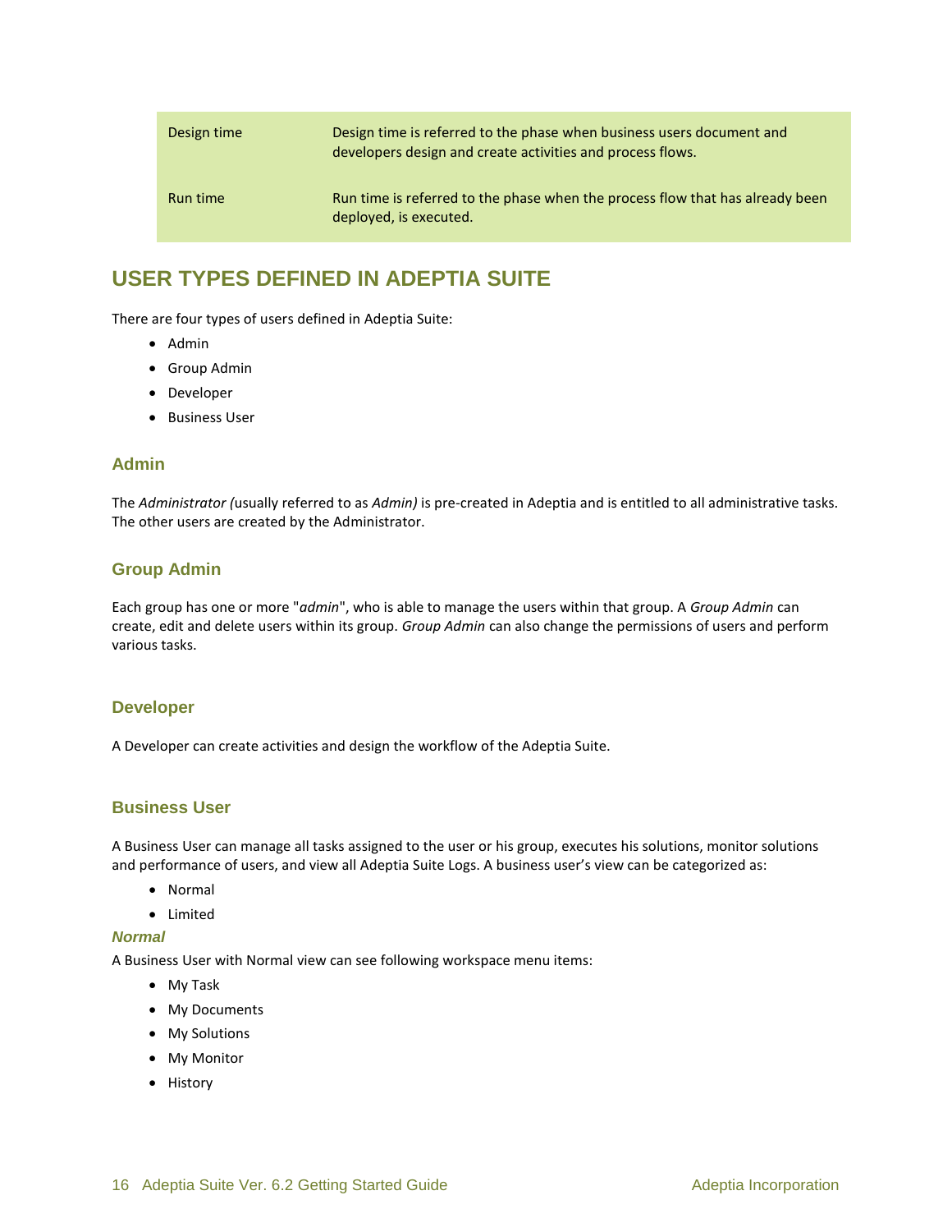| | |
|---|---|
| Design time | Design time is referred to the phase when business users document and developers design and create activities and process flows. |
| Run time | Run time is referred to the phase when the process flow that has already been deployed, is executed. |

## USER TYPES DEFINED IN ADEPTIA SUITE

There are four types of users defined in Adeptia Suite:

- Admin
- Group Admin
- Developer
- Business User

### Admin

The *Administrator (*usually referred to as *Admin)* is pre-created in Adeptia and is entitled to all administrative tasks. The other users are created by the Administrator.

### Group Admin

Each group has one or more "*admin*", who is able to manage the users within that group. A *Group Admin* can create, edit and delete users within its group. *Group Admin* can also change the permissions of users and perform various tasks.

### Developer

A Developer can create activities and design the workflow of the Adeptia Suite.

### Business User

A Business User can manage all tasks assigned to the user or his group, executes his solutions, monitor solutions and performance of users, and view all Adeptia Suite Logs. A business user's view can be categorized as:

- Normal
- Limited

#### *Normal*

A Business User with Normal view can see following workspace menu items:

- My Task
- My Documents
- My Solutions
- My Monitor
- History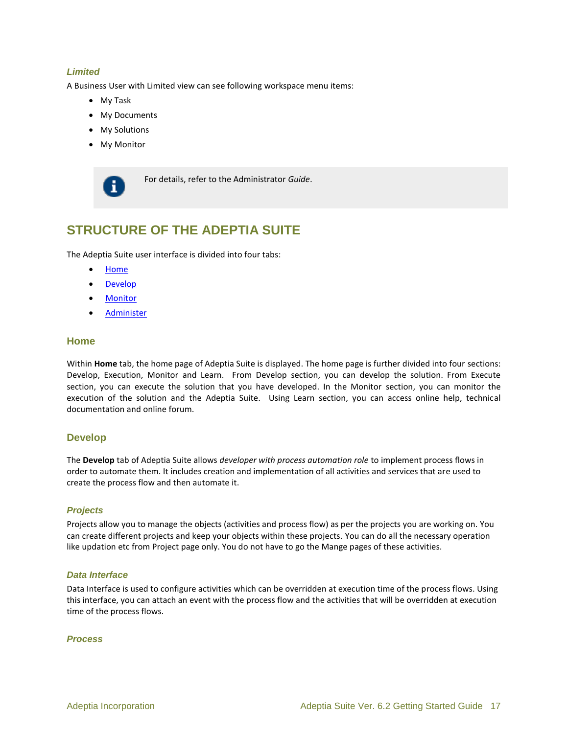#### *Limited*

A Business User with Limited view can see following workspace menu items:

- My Task
- My Documents
- My Solutions
- My Monitor

For details, refer to the Administrator *Guide*.

## STRUCTURE OF THE ADEPTIA SUITE

The Adeptia Suite user interface is divided into four tabs:

- Home
- Develop
- Monitor
- Administer

### Home

Within **Home** tab, the home page of Adeptia Suite is displayed. The home page is further divided into four sections: Develop, Execution, Monitor and Learn. From Develop section, you can develop the solution. From Execute section, you can execute the solution that you have developed. In the Monitor section, you can monitor the execution of the solution and the Adeptia Suite. Using Learn section, you can access online help, technical documentation and online forum.

### Develop

The **Develop** tab of Adeptia Suite allows *developer with process automation role* to implement process flows in order to automate them. It includes creation and implementation of all activities and services that are used to create the process flow and then automate it.

#### *Projects*

Projects allow you to manage the objects (activities and process flow) as per the projects you are working on. You can create different projects and keep your objects within these projects. You can do all the necessary operation like updation etc from Project page only. You do not have to go the Mange pages of these activities.

#### *Data Interface*

Data Interface is used to configure activities which can be overridden at execution time of the process flows. Using this interface, you can attach an event with the process flow and the activities that will be overridden at execution time of the process flows.

#### *Process*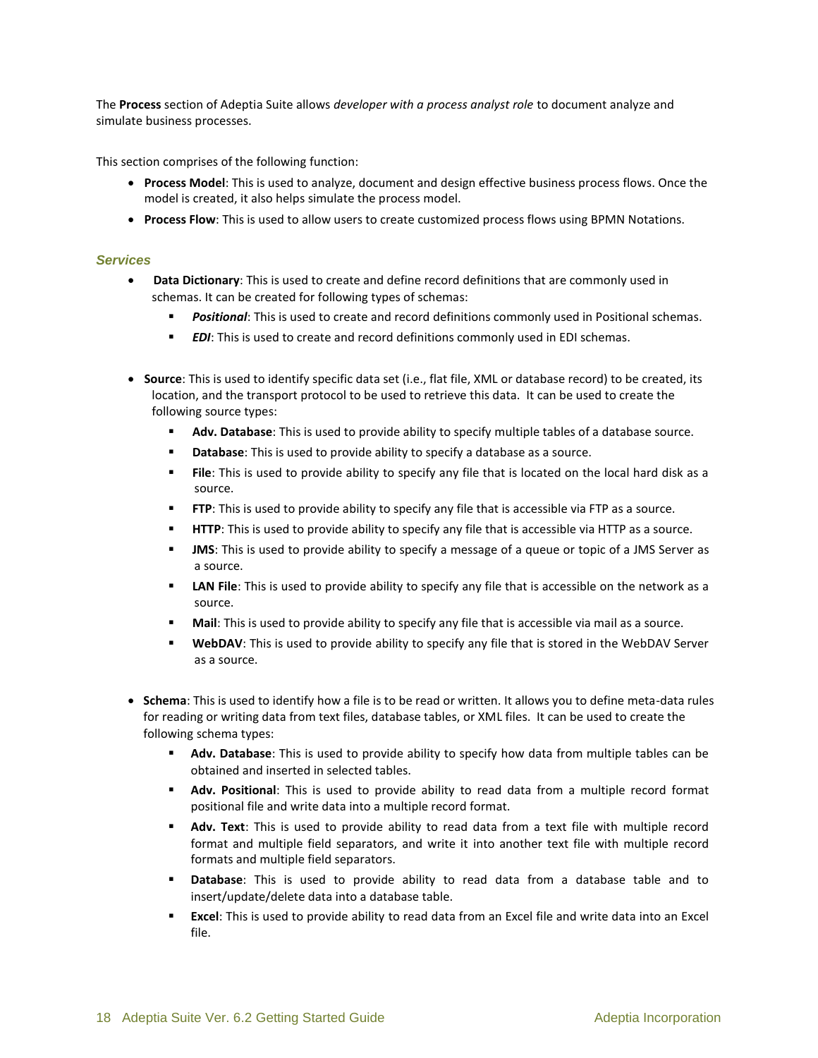The **Process** section of Adeptia Suite allows *developer with a process analyst role* to document analyze and simulate business processes.

This section comprises of the following function:

- **Process Model**: This is used to analyze, document and design effective business process flows. Once the model is created, it also helps simulate the process model.
- **Process Flow**: This is used to allow users to create customized process flows using BPMN Notations.

### Services

- **Data Dictionary**: This is used to create and define record definitions that are commonly used in schemas. It can be created for following types of schemas:
  - ***Positional***: This is used to create and record definitions commonly used in Positional schemas.
  - ***EDI***: This is used to create and record definitions commonly used in EDI schemas.

- **Source**: This is used to identify specific data set (i.e., flat file, XML or database record) to be created, its location, and the transport protocol to be used to retrieve this data. It can be used to create the following source types:
  - **Adv. Database**: This is used to provide ability to specify multiple tables of a database source.
  - **Database**: This is used to provide ability to specify a database as a source.
  - **File**: This is used to provide ability to specify any file that is located on the local hard disk as a source.
  - **FTP**: This is used to provide ability to specify any file that is accessible via FTP as a source.
  - **HTTP**: This is used to provide ability to specify any file that is accessible via HTTP as a source.
  - **JMS**: This is used to provide ability to specify a message of a queue or topic of a JMS Server as a source.
  - **LAN File**: This is used to provide ability to specify any file that is accessible on the network as a source.
  - **Mail**: This is used to provide ability to specify any file that is accessible via mail as a source.
  - **WebDAV**: This is used to provide ability to specify any file that is stored in the WebDAV Server as a source.

- **Schema**: This is used to identify how a file is to be read or written. It allows you to define meta-data rules for reading or writing data from text files, database tables, or XML files. It can be used to create the following schema types:
  - **Adv. Database**: This is used to provide ability to specify how data from multiple tables can be obtained and inserted in selected tables.
  - **Adv. Positional**: This is used to provide ability to read data from a multiple record format positional file and write data into a multiple record format.
  - **Adv. Text**: This is used to provide ability to read data from a text file with multiple record format and multiple field separators, and write it into another text file with multiple record formats and multiple field separators.
  - **Database**: This is used to provide ability to read data from a database table and to insert/update/delete data into a database table.
  - **Excel**: This is used to provide ability to read data from an Excel file and write data into an Excel file.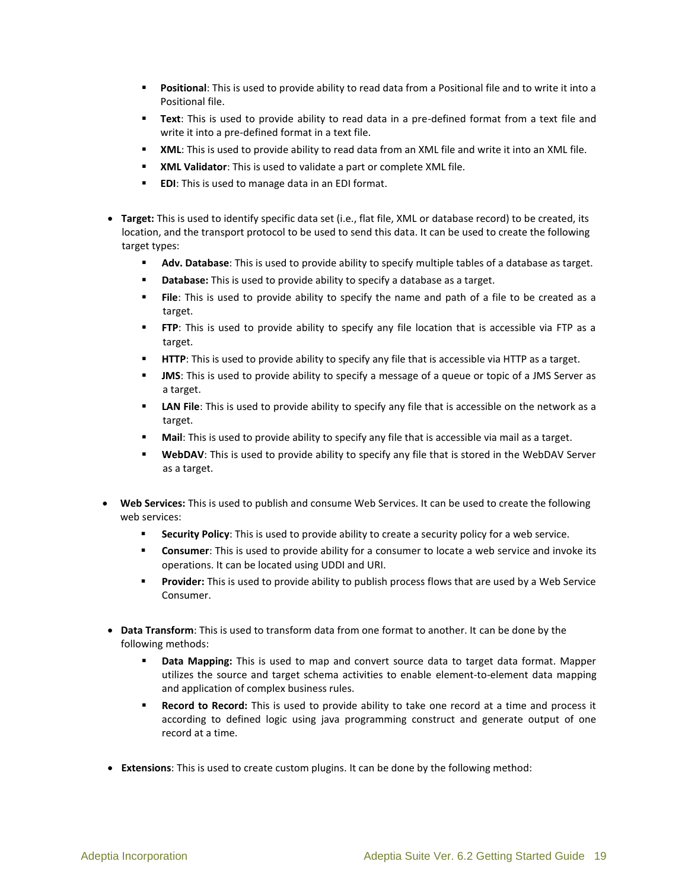- **Positional**: This is used to provide ability to read data from a Positional file and to write it into a Positional file.
  - **Text**: This is used to provide ability to read data in a pre-defined format from a text file and write it into a pre-defined format in a text file.
  - **XML**: This is used to provide ability to read data from an XML file and write it into an XML file.
  - **XML Validator**: This is used to validate a part or complete XML file.
  - **EDI**: This is used to manage data in an EDI format.

- **Target:** This is used to identify specific data set (i.e., flat file, XML or database record) to be created, its location, and the transport protocol to be used to send this data. It can be used to create the following target types:
  - **Adv. Database**: This is used to provide ability to specify multiple tables of a database as target.
  - **Database:** This is used to provide ability to specify a database as a target.
  - **File**: This is used to provide ability to specify the name and path of a file to be created as a target.
  - **FTP**: This is used to provide ability to specify any file location that is accessible via FTP as a target.
  - **HTTP**: This is used to provide ability to specify any file that is accessible via HTTP as a target.
  - **JMS**: This is used to provide ability to specify a message of a queue or topic of a JMS Server as a target.
  - **LAN File**: This is used to provide ability to specify any file that is accessible on the network as a target.
  - **Mail**: This is used to provide ability to specify any file that is accessible via mail as a target.
  - **WebDAV**: This is used to provide ability to specify any file that is stored in the WebDAV Server as a target.

- **Web Services:** This is used to publish and consume Web Services. It can be used to create the following web services:
  - **Security Policy**: This is used to provide ability to create a security policy for a web service.
  - **Consumer**: This is used to provide ability for a consumer to locate a web service and invoke its operations. It can be located using UDDI and URI.
  - **Provider:** This is used to provide ability to publish process flows that are used by a Web Service Consumer.

- **Data Transform**: This is used to transform data from one format to another. It can be done by the following methods:
  - **Data Mapping:** This is used to map and convert source data to target data format. Mapper utilizes the source and target schema activities to enable element-to-element data mapping and application of complex business rules.
  - **Record to Record:** This is used to provide ability to take one record at a time and process it according to defined logic using java programming construct and generate output of one record at a time.

- **Extensions**: This is used to create custom plugins. It can be done by the following method: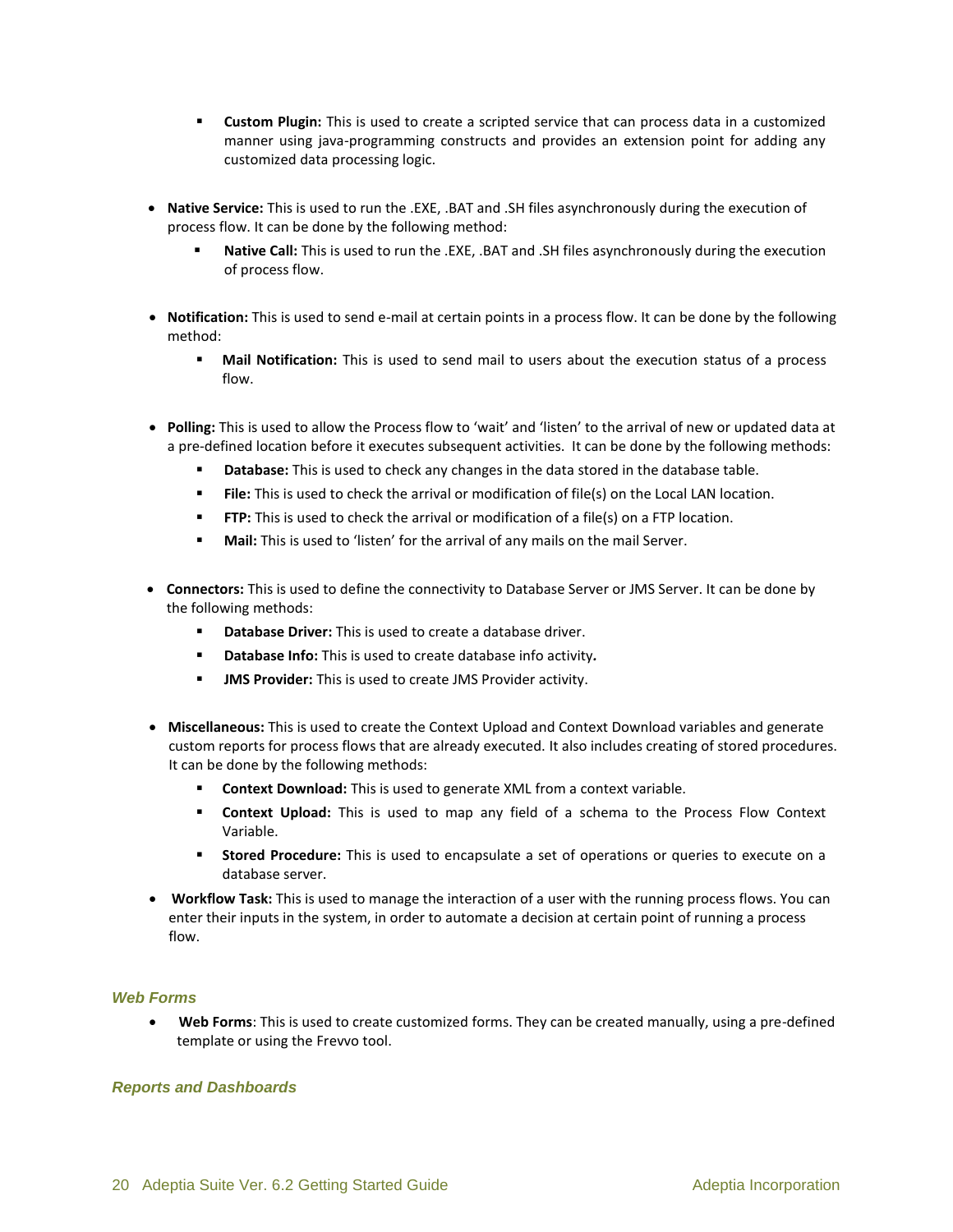- **Custom Plugin:** This is used to create a scripted service that can process data in a customized manner using java-programming constructs and provides an extension point for adding any customized data processing logic.

- **Native Service:** This is used to run the .EXE, .BAT and .SH files asynchronously during the execution of process flow. It can be done by the following method:
  - **Native Call:** This is used to run the .EXE, .BAT and .SH files asynchronously during the execution of process flow.

- **Notification:** This is used to send e-mail at certain points in a process flow. It can be done by the following method:
  - **Mail Notification:** This is used to send mail to users about the execution status of a process flow.

- **Polling:** This is used to allow the Process flow to 'wait' and 'listen' to the arrival of new or updated data at a pre-defined location before it executes subsequent activities. It can be done by the following methods:
  - **Database:** This is used to check any changes in the data stored in the database table.
  - **File:** This is used to check the arrival or modification of file(s) on the Local LAN location.
  - **FTP:** This is used to check the arrival or modification of a file(s) on a FTP location.
  - **Mail:** This is used to 'listen' for the arrival of any mails on the mail Server.

- **Connectors:** This is used to define the connectivity to Database Server or JMS Server. It can be done by the following methods:
  - **Database Driver:** This is used to create a database driver.
  - **Database Info:** This is used to create database info activity**.**
  - **JMS Provider:** This is used to create JMS Provider activity.

- **Miscellaneous:** This is used to create the Context Upload and Context Download variables and generate custom reports for process flows that are already executed. It also includes creating of stored procedures. It can be done by the following methods:
  - **Context Download:** This is used to generate XML from a context variable.
  - **Context Upload:** This is used to map any field of a schema to the Process Flow Context Variable.
  - **Stored Procedure:** This is used to encapsulate a set of operations or queries to execute on a database server.

- **Workflow Task:** This is used to manage the interaction of a user with the running process flows. You can enter their inputs in the system, in order to automate a decision at certain point of running a process flow.

### *Web Forms*

- **Web Forms**: This is used to create customized forms. They can be created manually, using a pre-defined template or using the Frevvo tool.

### *Reports and Dashboards*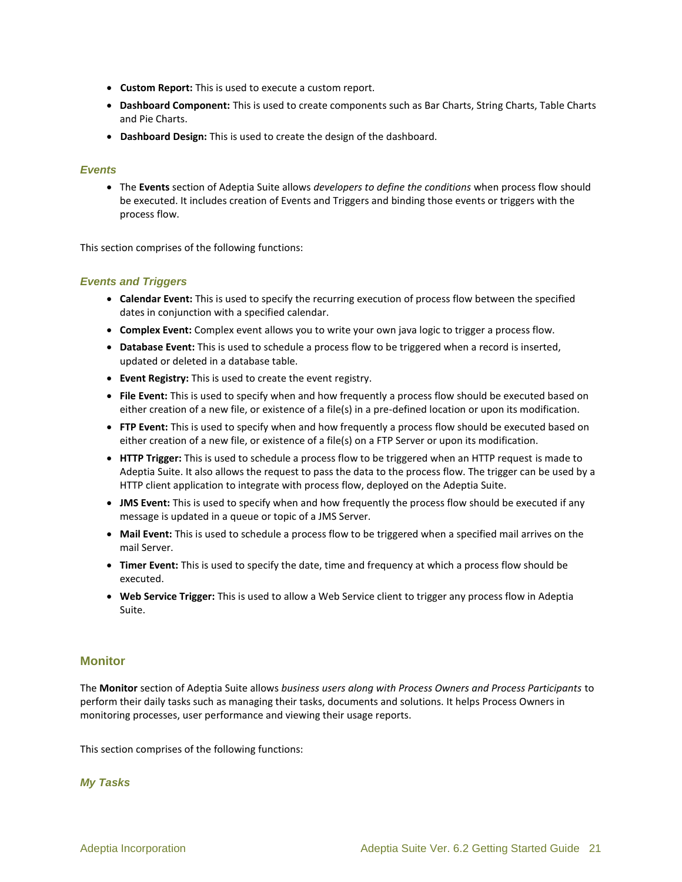- **Custom Report:** This is used to execute a custom report.
- **Dashboard Component:** This is used to create components such as Bar Charts, String Charts, Table Charts and Pie Charts.
- **Dashboard Design:** This is used to create the design of the dashboard.

### Events

- The **Events** section of Adeptia Suite allows *developers to define the conditions* when process flow should be executed. It includes creation of Events and Triggers and binding those events or triggers with the process flow.

This section comprises of the following functions:

### Events and Triggers

- **Calendar Event:** This is used to specify the recurring execution of process flow between the specified dates in conjunction with a specified calendar.
- **Complex Event:** Complex event allows you to write your own java logic to trigger a process flow.
- **Database Event:** This is used to schedule a process flow to be triggered when a record is inserted, updated or deleted in a database table.
- **Event Registry:** This is used to create the event registry.
- **File Event:** This is used to specify when and how frequently a process flow should be executed based on either creation of a new file, or existence of a file(s) in a pre-defined location or upon its modification.
- **FTP Event:** This is used to specify when and how frequently a process flow should be executed based on either creation of a new file, or existence of a file(s) on a FTP Server or upon its modification.
- **HTTP Trigger:** This is used to schedule a process flow to be triggered when an HTTP request is made to Adeptia Suite. It also allows the request to pass the data to the process flow. The trigger can be used by a HTTP client application to integrate with process flow, deployed on the Adeptia Suite.
- **JMS Event:** This is used to specify when and how frequently the process flow should be executed if any message is updated in a queue or topic of a JMS Server.
- **Mail Event:** This is used to schedule a process flow to be triggered when a specified mail arrives on the mail Server.
- **Timer Event:** This is used to specify the date, time and frequency at which a process flow should be executed.
- **Web Service Trigger:** This is used to allow a Web Service client to trigger any process flow in Adeptia Suite.

## Monitor

The **Monitor** section of Adeptia Suite allows *business users along with Process Owners and Process Participants* to perform their daily tasks such as managing their tasks, documents and solutions. It helps Process Owners in monitoring processes, user performance and viewing their usage reports.

This section comprises of the following functions:

### My Tasks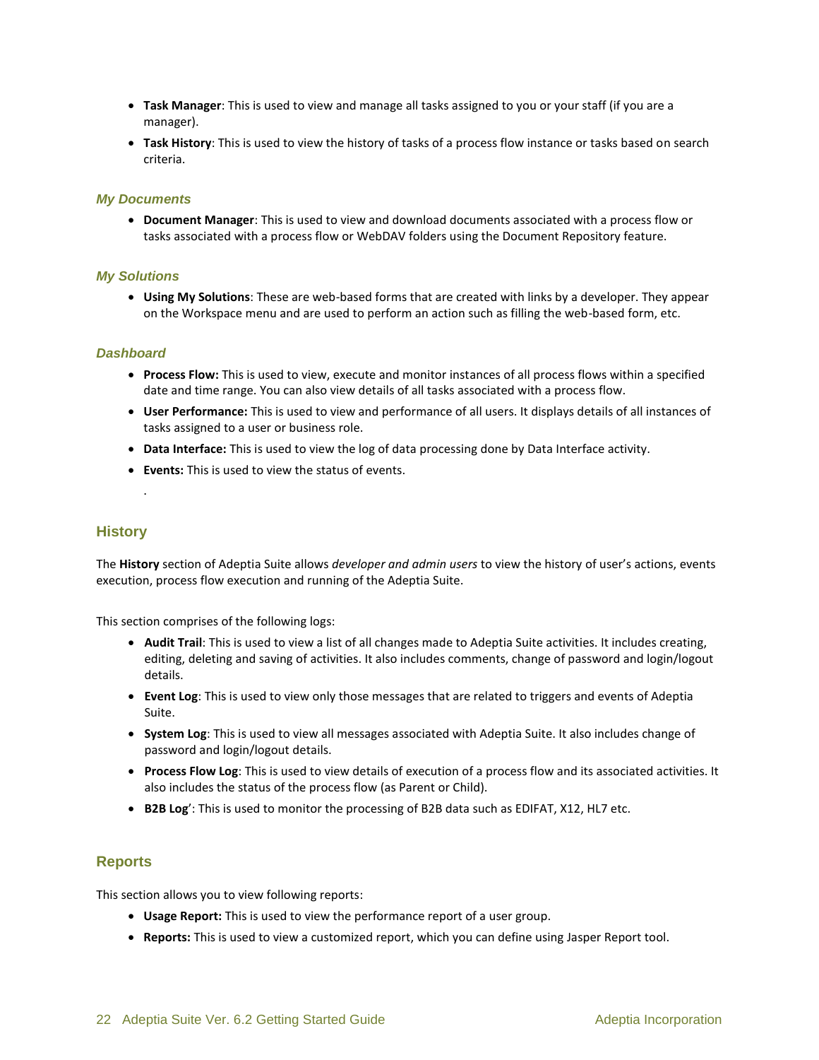- **Task Manager**: This is used to view and manage all tasks assigned to you or your staff (if you are a manager).
- **Task History**: This is used to view the history of tasks of a process flow instance or tasks based on search criteria.

### *My Documents*

- **Document Manager**: This is used to view and download documents associated with a process flow or tasks associated with a process flow or WebDAV folders using the Document Repository feature.

### *My Solutions*

- **Using My Solutions**: These are web-based forms that are created with links by a developer. They appear on the Workspace menu and are used to perform an action such as filling the web-based form, etc.

### *Dashboard*

- **Process Flow:** This is used to view, execute and monitor instances of all process flows within a specified date and time range. You can also view details of all tasks associated with a process flow.
- **User Performance:** This is used to view and performance of all users. It displays details of all instances of tasks assigned to a user or business role.
- **Data Interface:** This is used to view the log of data processing done by Data Interface activity.
- **Events:** This is used to view the status of events.

.

## History

The **History** section of Adeptia Suite allows *developer and admin users* to view the history of user's actions, events execution, process flow execution and running of the Adeptia Suite.

This section comprises of the following logs:

- **Audit Trail**: This is used to view a list of all changes made to Adeptia Suite activities. It includes creating, editing, deleting and saving of activities. It also includes comments, change of password and login/logout details.
- **Event Log**: This is used to view only those messages that are related to triggers and events of Adeptia Suite.
- **System Log**: This is used to view all messages associated with Adeptia Suite. It also includes change of password and login/logout details.
- **Process Flow Log**: This is used to view details of execution of a process flow and its associated activities. It also includes the status of the process flow (as Parent or Child).
- **B2B Log**': This is used to monitor the processing of B2B data such as EDIFAT, X12, HL7 etc.

## Reports

This section allows you to view following reports:

- **Usage Report:** This is used to view the performance report of a user group.
- **Reports:** This is used to view a customized report, which you can define using Jasper Report tool.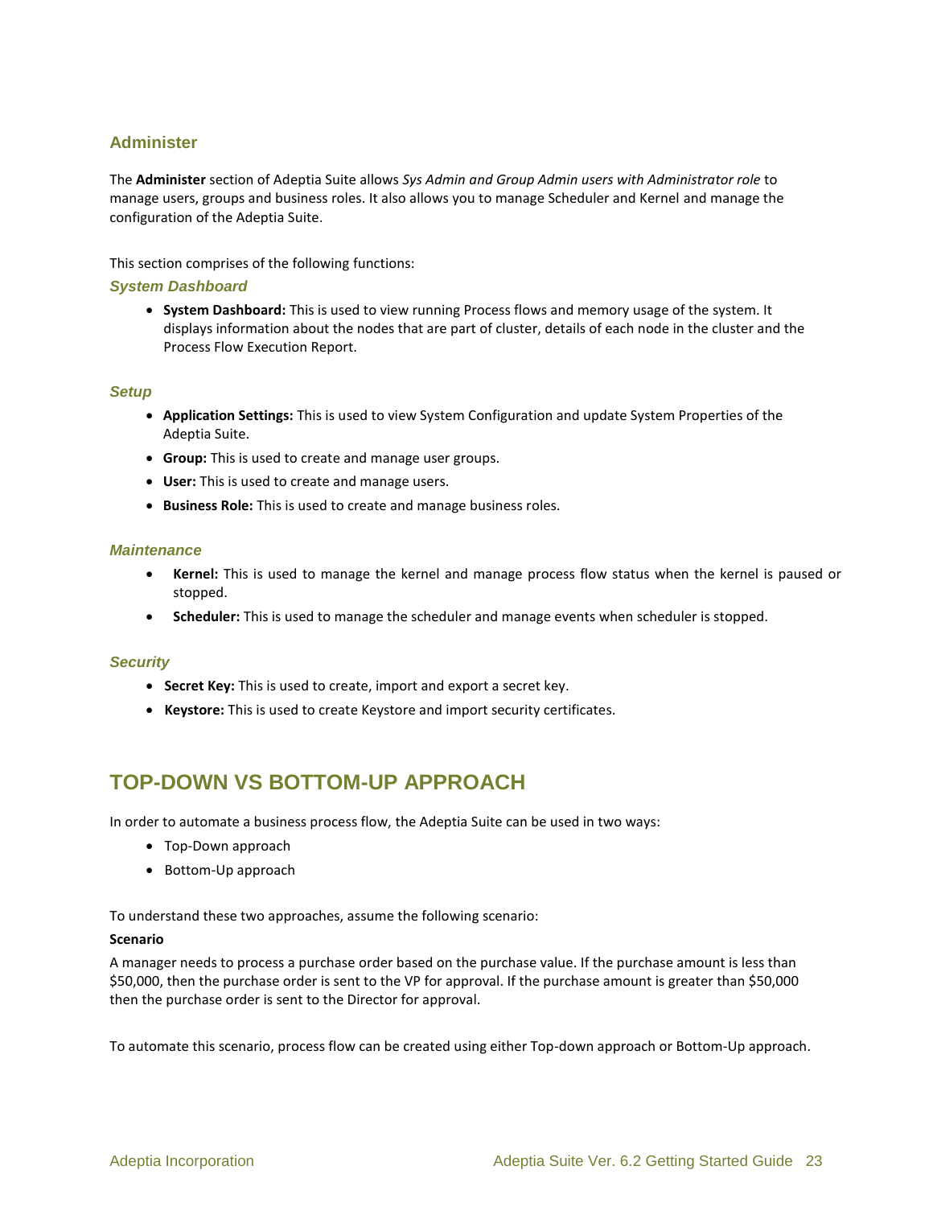### Administer

The **Administer** section of Adeptia Suite allows *Sys Admin and Group Admin users with Administrator role* to manage users, groups and business roles. It also allows you to manage Scheduler and Kernel and manage the configuration of the Adeptia Suite.

This section comprises of the following functions:

#### *System Dashboard*

- **System Dashboard:** This is used to view running Process flows and memory usage of the system. It displays information about the nodes that are part of cluster, details of each node in the cluster and the Process Flow Execution Report.

#### *Setup*

- **Application Settings:** This is used to view System Configuration and update System Properties of the Adeptia Suite.
- **Group:** This is used to create and manage user groups.
- **User:** This is used to create and manage users.
- **Business Role:** This is used to create and manage business roles.

#### *Maintenance*

- **Kernel:** This is used to manage the kernel and manage process flow status when the kernel is paused or stopped.
- **Scheduler:** This is used to manage the scheduler and manage events when scheduler is stopped.

#### *Security*

- **Secret Key:** This is used to create, import and export a secret key.
- **Keystore:** This is used to create Keystore and import security certificates.

## TOP-DOWN VS BOTTOM-UP APPROACH

In order to automate a business process flow, the Adeptia Suite can be used in two ways:

- Top-Down approach
- Bottom-Up approach

To understand these two approaches, assume the following scenario:

**Scenario**

A manager needs to process a purchase order based on the purchase value. If the purchase amount is less than $50,000, then the purchase order is sent to the VP for approval. If the purchase amount is greater than $50,000 then the purchase order is sent to the Director for approval.

To automate this scenario, process flow can be created using either Top-down approach or Bottom-Up approach.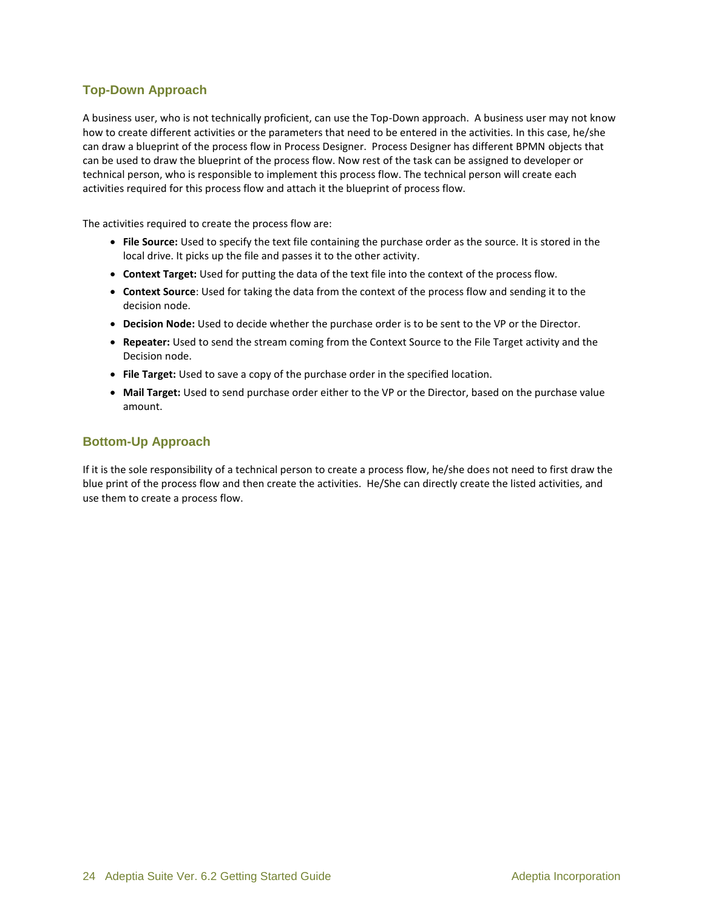### Top-Down Approach

A business user, who is not technically proficient, can use the Top-Down approach. A business user may not know how to create different activities or the parameters that need to be entered in the activities. In this case, he/she can draw a blueprint of the process flow in Process Designer. Process Designer has different BPMN objects that can be used to draw the blueprint of the process flow. Now rest of the task can be assigned to developer or technical person, who is responsible to implement this process flow. The technical person will create each activities required for this process flow and attach it the blueprint of process flow.

The activities required to create the process flow are:

- **File Source:** Used to specify the text file containing the purchase order as the source. It is stored in the local drive. It picks up the file and passes it to the other activity.
- **Context Target:** Used for putting the data of the text file into the context of the process flow.
- **Context Source**: Used for taking the data from the context of the process flow and sending it to the decision node.
- **Decision Node:** Used to decide whether the purchase order is to be sent to the VP or the Director.
- **Repeater:** Used to send the stream coming from the Context Source to the File Target activity and the Decision node.
- **File Target:** Used to save a copy of the purchase order in the specified location.
- **Mail Target:** Used to send purchase order either to the VP or the Director, based on the purchase value amount.

### Bottom-Up Approach

If it is the sole responsibility of a technical person to create a process flow, he/she does not need to first draw the blue print of the process flow and then create the activities. He/She can directly create the listed activities, and use them to create a process flow.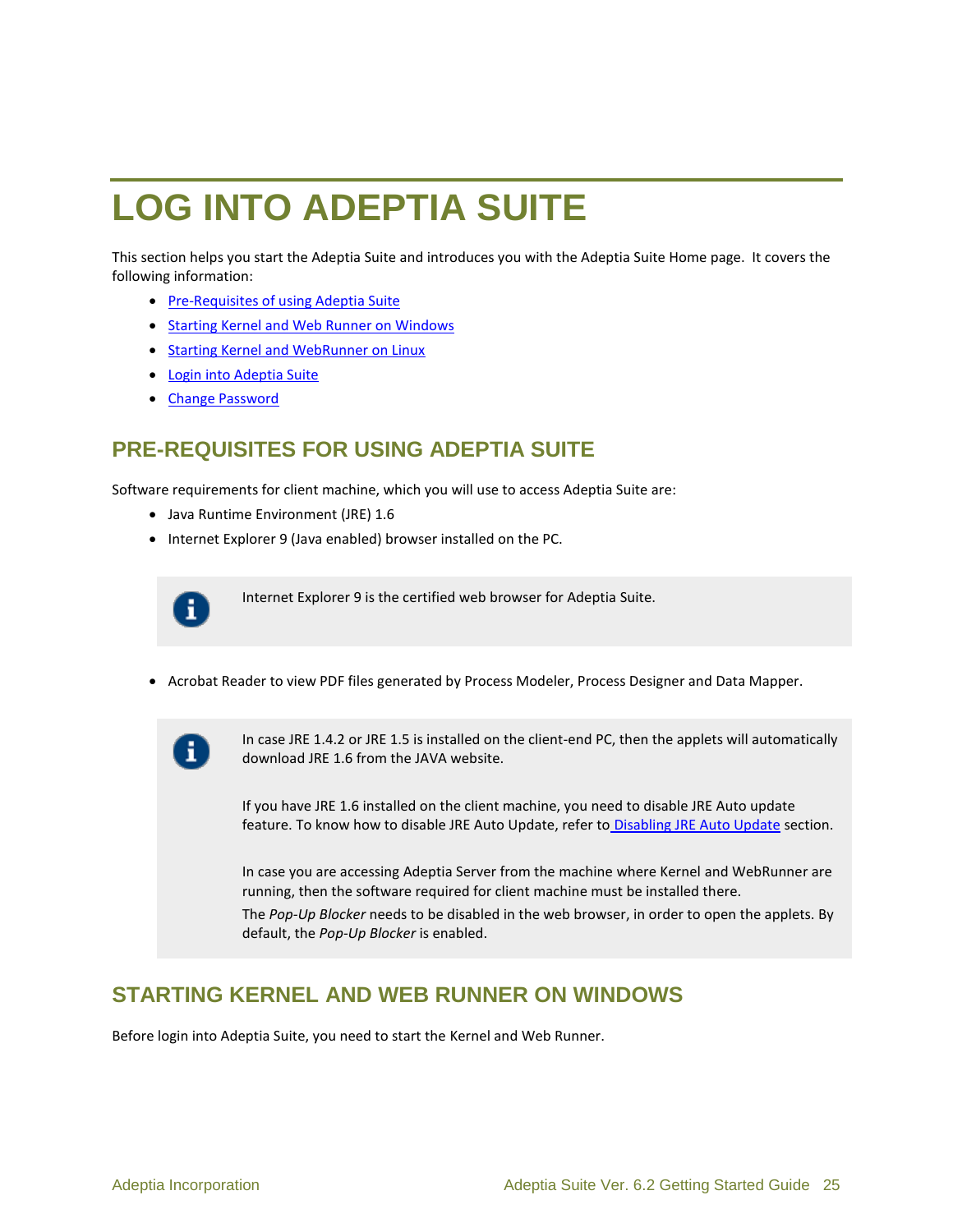# LOG INTO ADEPTIA SUITE

This section helps you start the Adeptia Suite and introduces you with the Adeptia Suite Home page. It covers the following information:

- Pre-Requisites of using Adeptia Suite
- Starting Kernel and Web Runner on Windows
- Starting Kernel and WebRunner on Linux
- Login into Adeptia Suite
- Change Password

## PRE-REQUISITES FOR USING ADEPTIA SUITE

Software requirements for client machine, which you will use to access Adeptia Suite are:

- Java Runtime Environment (JRE) 1.6
- Internet Explorer 9 (Java enabled) browser installed on the PC.

> Internet Explorer 9 is the certified web browser for Adeptia Suite.

- Acrobat Reader to view PDF files generated by Process Modeler, Process Designer and Data Mapper.

> In case JRE 1.4.2 or JRE 1.5 is installed on the client-end PC, then the applets will automatically download JRE 1.6 from the JAVA website.
>
> If you have JRE 1.6 installed on the client machine, you need to disable JRE Auto update feature. To know how to disable JRE Auto Update, refer to Disabling JRE Auto Update section.
>
> In case you are accessing Adeptia Server from the machine where Kernel and WebRunner are running, then the software required for client machine must be installed there.
>
> The *Pop-Up Blocker* needs to be disabled in the web browser, in order to open the applets. By default, the *Pop-Up Blocker* is enabled.

## STARTING KERNEL AND WEB RUNNER ON WINDOWS

Before login into Adeptia Suite, you need to start the Kernel and Web Runner.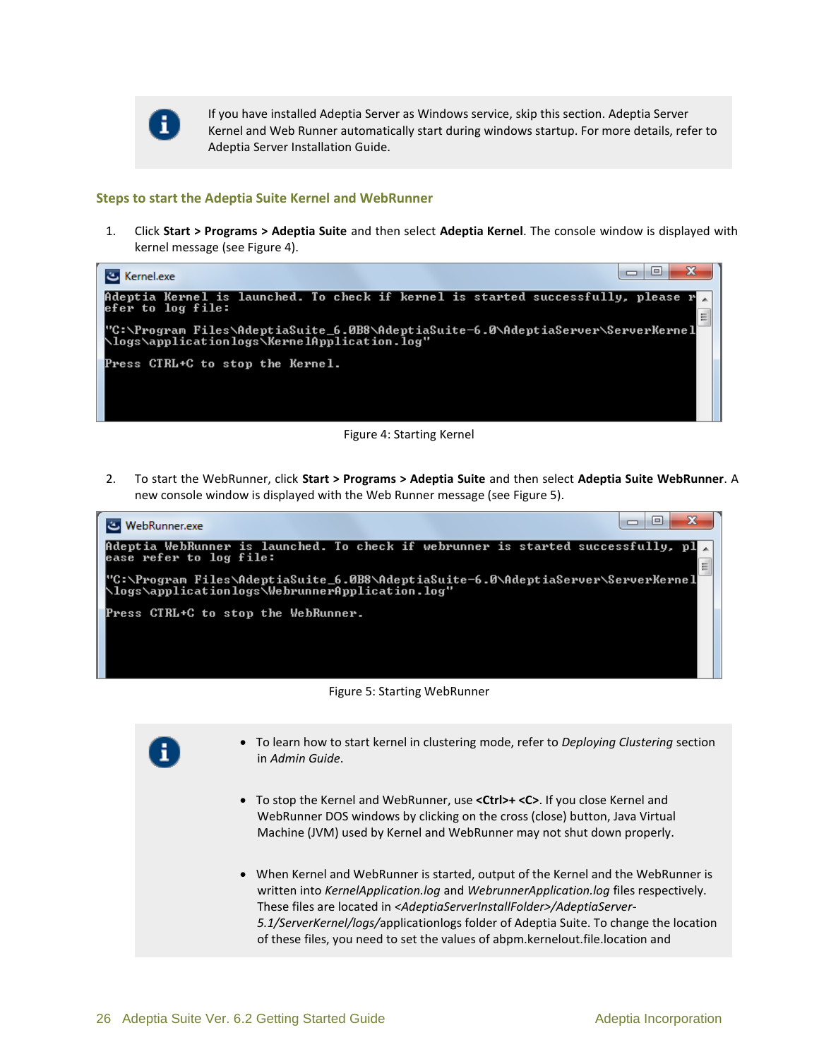> If you have installed Adeptia Server as Windows service, skip this section. Adeptia Server Kernel and Web Runner automatically start during windows startup. For more details, refer to Adeptia Server Installation Guide.

### Steps to start the Adeptia Suite Kernel and WebRunner

1. Click **Start > Programs > Adeptia Suite** and then select **Adeptia Kernel**. The console window is displayed with kernel message (see Figure 4).

```
Kernel.exe
Adeptia Kernel is launched. To check if kernel is started successfully, please refer to log file:

"C:\Program Files\AdeptiaSuite_6.0B8\AdeptiaSuite-6.0\AdeptiaServer\ServerKernel\logs\applicationlogs\KernelApplication.log"

Press CTRL+C to stop the Kernel.
```

Figure 4: Starting Kernel

2. To start the WebRunner, click **Start > Programs > Adeptia Suite** and then select **Adeptia Suite WebRunner**. A new console window is displayed with the Web Runner message (see Figure 5).

```
WebRunner.exe
Adeptia WebRunner is launched. To check if webrunner is started successfully, please refer to log file:

"C:\Program Files\AdeptiaSuite_6.0B8\AdeptiaSuite-6.0\AdeptiaServer\ServerKernel\logs\applicationlogs\WebrunnerApplication.log"

Press CTRL+C to stop the WebRunner.
```

Figure 5: Starting WebRunner

> - To learn how to start kernel in clustering mode, refer to *Deploying Clustering* section in *Admin Guide*.
> - To stop the Kernel and WebRunner, use **<Ctrl>+ <C>**. If you close Kernel and WebRunner DOS windows by clicking on the cross (close) button, Java Virtual Machine (JVM) used by Kernel and WebRunner may not shut down properly.
> - When Kernel and WebRunner is started, output of the Kernel and the WebRunner is written into *KernelApplication.log* and *WebrunnerApplication.log* files respectively. These files are located in *<AdeptiaServerInstallFolder>/AdeptiaServer-5.1/ServerKernel/logs/*applicationlogs folder of Adeptia Suite. To change the location of these files, you need to set the values of abpm.kernelout.file.location and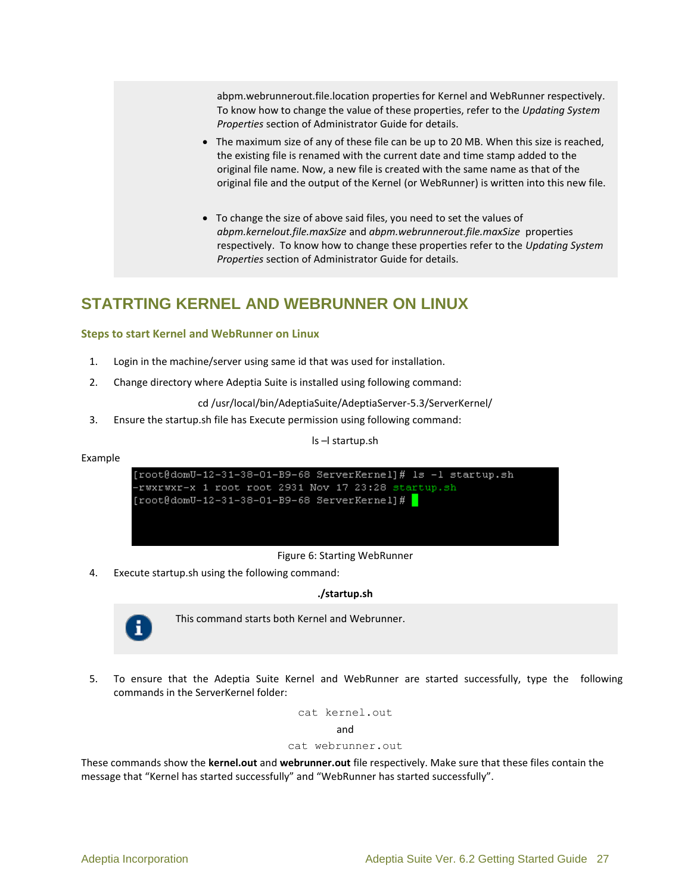abpm.webrunnerout.file.location properties for Kernel and WebRunner respectively. To know how to change the value of these properties, refer to the *Updating System Properties* section of Administrator Guide for details.

- The maximum size of any of these file can be up to 20 MB. When this size is reached, the existing file is renamed with the current date and time stamp added to the original file name. Now, a new file is created with the same name as that of the original file and the output of the Kernel (or WebRunner) is written into this new file.
- To change the size of above said files, you need to set the values of *abpm.kernelout.file.maxSize* and *abpm.webrunnerout.file.maxSize* properties respectively. To know how to change these properties refer to the *Updating System Properties* section of Administrator Guide for details.

## STATRTING KERNEL AND WEBRUNNER ON LINUX

### Steps to start Kernel and WebRunner on Linux

1. Login in the machine/server using same id that was used for installation.
2. Change directory where Adeptia Suite is installed using following command:

   cd /usr/local/bin/AdeptiaSuite/AdeptiaServer-5.3/ServerKernel/

3. Ensure the startup.sh file has Execute permission using following command:

   ls –l startup.sh

Example

```
[root@domU-12-31-38-01-B9-68 ServerKernel]# ls -l startup.sh
-rwxrwxr-x 1 root root 2931 Nov 17 23:28 startup.sh
[root@domU-12-31-38-01-B9-68 ServerKernel]#
```

Figure 6: Starting WebRunner

4. Execute startup.sh using the following command:

   **./startup.sh**

   This command starts both Kernel and Webrunner.

5. To ensure that the Adeptia Suite Kernel and WebRunner are started successfully, type the following commands in the ServerKernel folder:

   `cat kernel.out`

   and

   `cat webrunner.out`

These commands show the **kernel.out** and **webrunner.out** file respectively. Make sure that these files contain the message that "Kernel has started successfully" and "WebRunner has started successfully".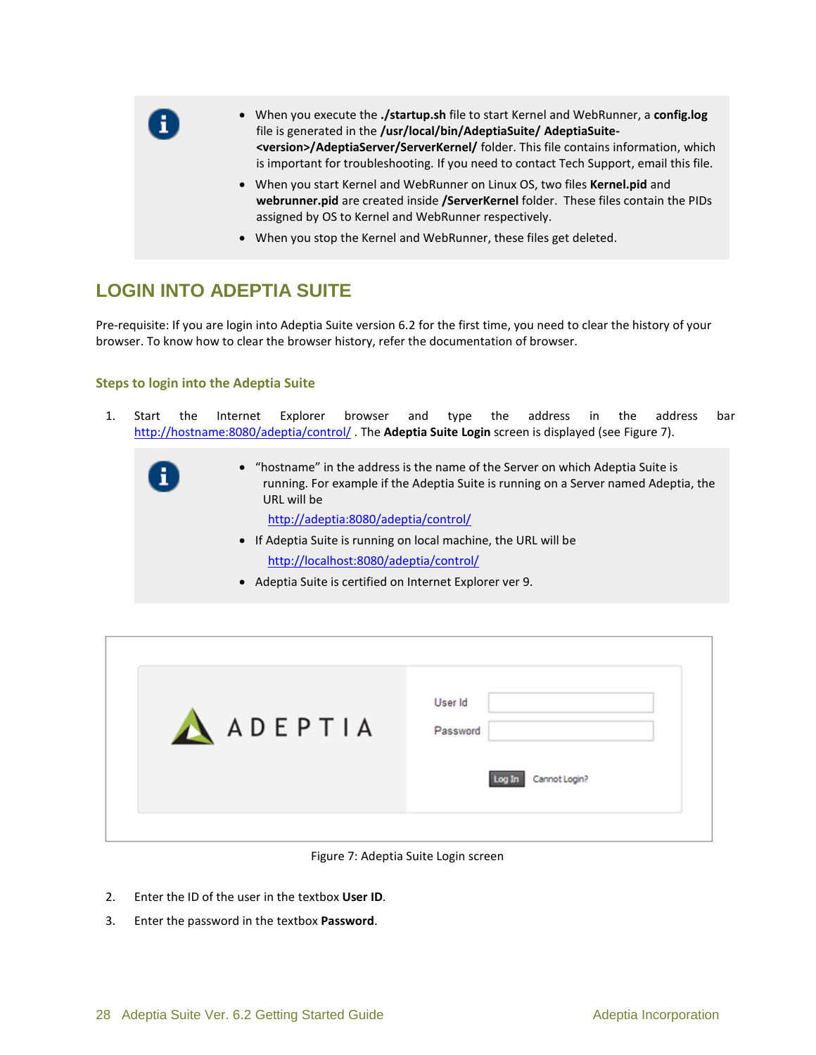- When you execute the **./startup.sh** file to start Kernel and WebRunner, a **config.log** file is generated in the **/usr/local/bin/AdeptiaSuite/ AdeptiaSuite-<version>/AdeptiaServer/ServerKernel/** folder. This file contains information, which is important for troubleshooting. If you need to contact Tech Support, email this file.
- When you start Kernel and WebRunner on Linux OS, two files **Kernel.pid** and **webrunner.pid** are created inside **/ServerKernel** folder. These files contain the PIDs assigned by OS to Kernel and WebRunner respectively.
- When you stop the Kernel and WebRunner, these files get deleted.

## LOGIN INTO ADEPTIA SUITE

Pre-requisite: If you are login into Adeptia Suite version 6.2 for the first time, you need to clear the history of your browser. To know how to clear the browser history, refer the documentation of browser.

### Steps to login into the Adeptia Suite

1. Start the Internet Explorer browser and type the address in the address bar http://hostname:8080/adeptia/control/ . The **Adeptia Suite Login** screen is displayed (see Figure 7).

- "hostname" in the address is the name of the Server on which Adeptia Suite is running. For example if the Adeptia Suite is running on a Server named Adeptia, the URL will be

  http://adeptia:8080/adeptia/control/
- If Adeptia Suite is running on local machine, the URL will be

  http://localhost:8080/adeptia/control/
- Adeptia Suite is certified on Internet Explorer ver 9.

Figure 7: Adeptia Suite Login screen

2. Enter the ID of the user in the textbox **User ID**.
3. Enter the password in the textbox **Password**.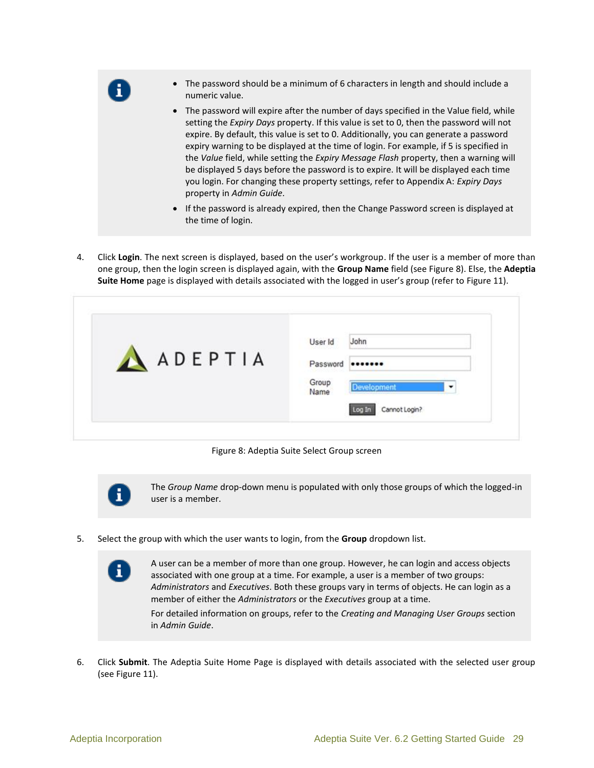- The password should be a minimum of 6 characters in length and should include a numeric value.
- The password will expire after the number of days specified in the Value field, while setting the *Expiry Days* property. If this value is set to 0, then the password will not expire. By default, this value is set to 0. Additionally, you can generate a password expiry warning to be displayed at the time of login. For example, if 5 is specified in the *Value* field, while setting the *Expiry Message Flash* property, then a warning will be displayed 5 days before the password is to expire. It will be displayed each time you login. For changing these property settings, refer to Appendix A: *Expiry Days* property in *Admin Guide*.
- If the password is already expired, then the Change Password screen is displayed at the time of login.

4. Click **Login**. The next screen is displayed, based on the user's workgroup. If the user is a member of more than one group, then the login screen is displayed again, with the **Group Name** field (see Figure 8). Else, the **Adeptia Suite Home** page is displayed with details associated with the logged in user's group (refer to Figure 11).

Figure 8: Adeptia Suite Select Group screen

The *Group Name* drop-down menu is populated with only those groups of which the logged-in user is a member.

5. Select the group with which the user wants to login, from the **Group** dropdown list.

A user can be a member of more than one group. However, he can login and access objects associated with one group at a time. For example, a user is a member of two groups: *Administrators* and *Executives*. Both these groups vary in terms of objects. He can login as a member of either the *Administrators* or the *Executives* group at a time.

For detailed information on groups, refer to the *Creating and Managing User Groups* section in *Admin Guide*.

6. Click **Submit**. The Adeptia Suite Home Page is displayed with details associated with the selected user group (see Figure 11).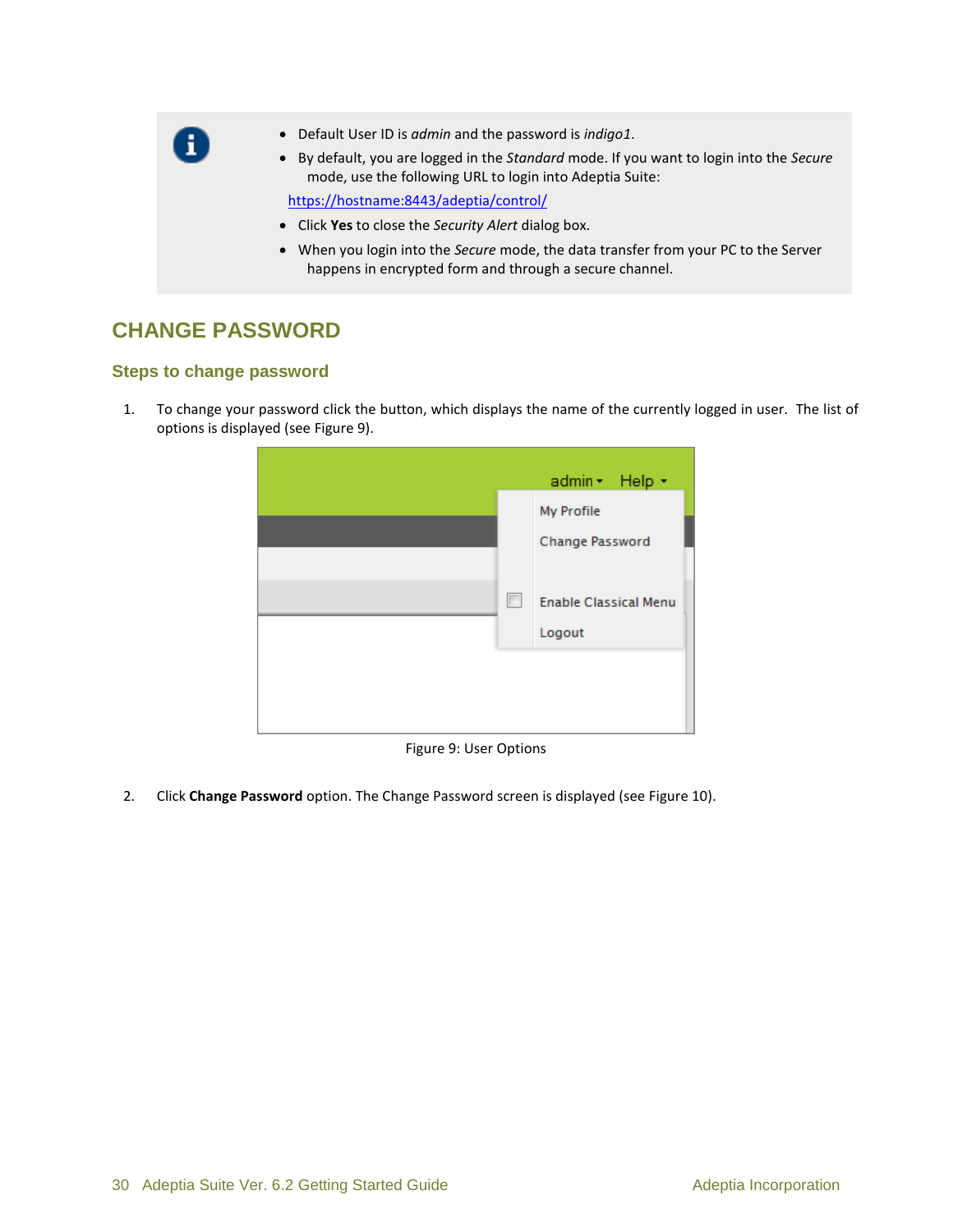- Default User ID is *admin* and the password is *indigo1*.
- By default, you are logged in the *Standard* mode. If you want to login into the *Secure* mode, use the following URL to login into Adeptia Suite:

  https://hostname:8443/adeptia/control/
- Click **Yes** to close the *Security Alert* dialog box.
- When you login into the *Secure* mode, the data transfer from your PC to the Server happens in encrypted form and through a secure channel.

## CHANGE PASSWORD

### Steps to change password

1. To change your password click the button, which displays the name of the currently logged in user. The list of options is displayed (see Figure 9).

   Figure 9: User Options

2. Click **Change Password** option. The Change Password screen is displayed (see Figure 10).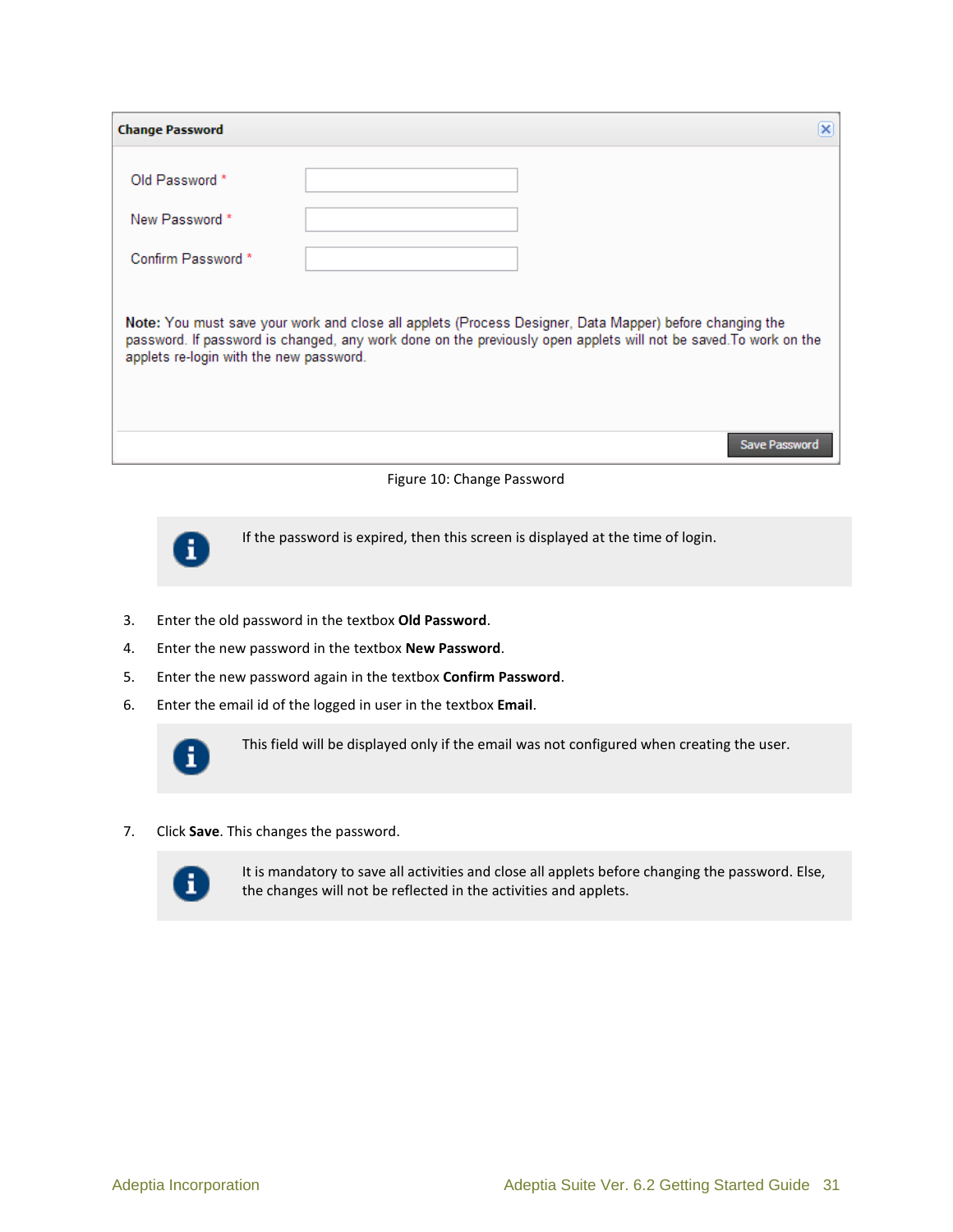**Change Password**

Old Password *

New Password *

Confirm Password *

**Note:** You must save your work and close all applets (Process Designer, Data Mapper) before changing the password. If password is changed, any work done on the previously open applets will not be saved.To work on the applets re-login with the new password.

Save Password

Figure 10: Change Password

> If the password is expired, then this screen is displayed at the time of login.

3. Enter the old password in the textbox **Old Password**.
4. Enter the new password in the textbox **New Password**.
5. Enter the new password again in the textbox **Confirm Password**.
6. Enter the email id of the logged in user in the textbox **Email**.

> This field will be displayed only if the email was not configured when creating the user.

7. Click **Save**. This changes the password.

> It is mandatory to save all activities and close all applets before changing the password. Else, the changes will not be reflected in the activities and applets.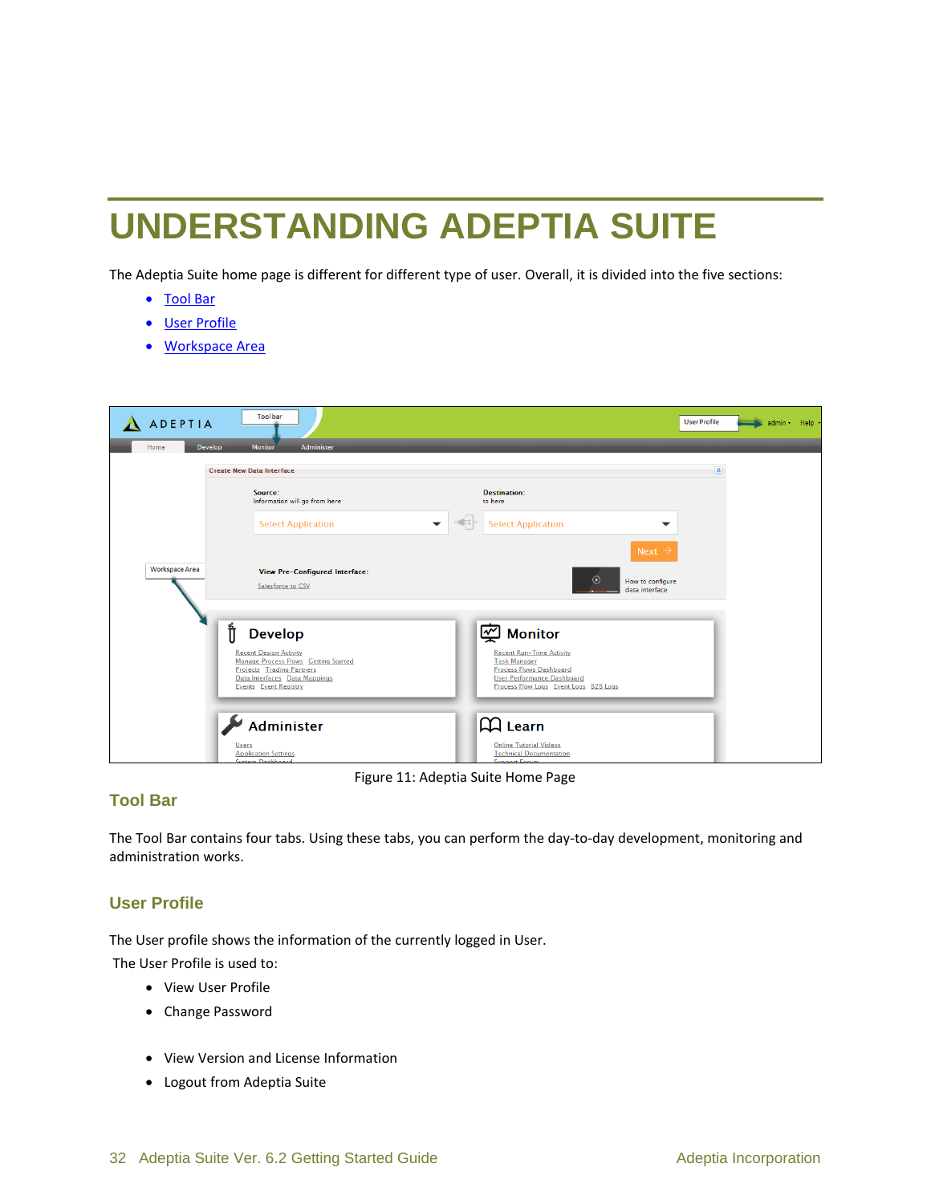# UNDERSTANDING ADEPTIA SUITE

The Adeptia Suite home page is different for different type of user. Overall, it is divided into the five sections:

- Tool Bar
- User Profile
- Workspace Area

Figure 11: Adeptia Suite Home Page

## Tool Bar

The Tool Bar contains four tabs. Using these tabs, you can perform the day-to-day development, monitoring and administration works.

## User Profile

The User profile shows the information of the currently logged in User.

The User Profile is used to:

- View User Profile
- Change Password

- View Version and License Information
- Logout from Adeptia Suite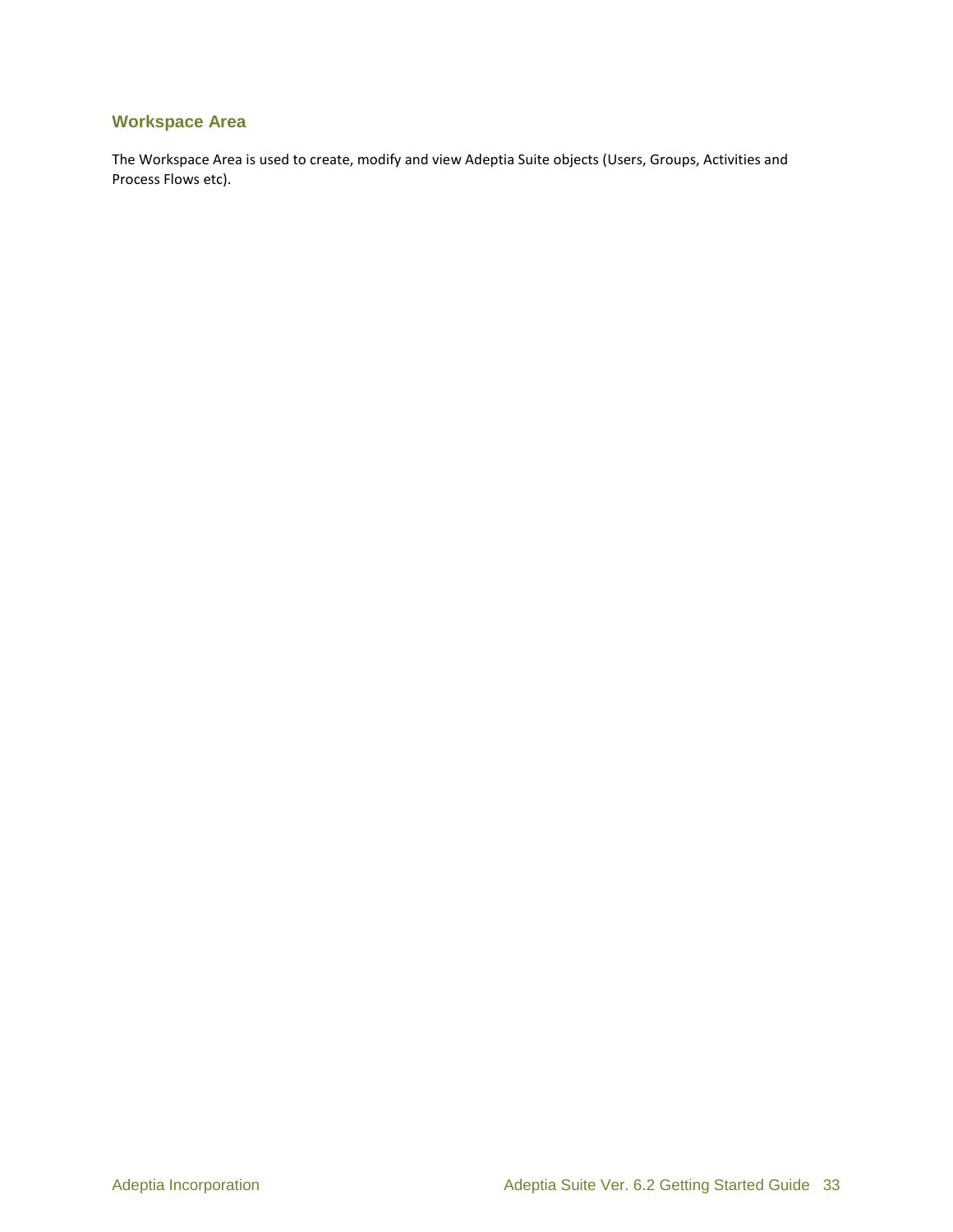### Workspace Area

The Workspace Area is used to create, modify and view Adeptia Suite objects (Users, Groups, Activities and Process Flows etc).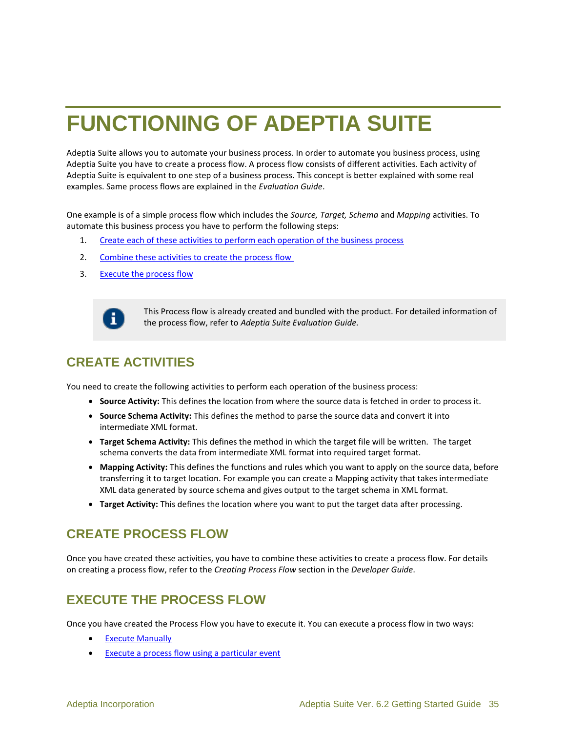# FUNCTIONING OF ADEPTIA SUITE

Adeptia Suite allows you to automate your business process. In order to automate you business process, using Adeptia Suite you have to create a process flow. A process flow consists of different activities. Each activity of Adeptia Suite is equivalent to one step of a business process. This concept is better explained with some real examples. Same process flows are explained in the *Evaluation Guide*.

One example is of a simple process flow which includes the *Source, Target, Schema* and *Mapping* activities. To automate this business process you have to perform the following steps:

1. Create each of these activities to perform each operation of the business process
2. Combine these activities to create the process flow
3. Execute the process flow

> This Process flow is already created and bundled with the product. For detailed information of the process flow, refer to *Adeptia Suite Evaluation Guide.*

## CREATE ACTIVITIES

You need to create the following activities to perform each operation of the business process:

- **Source Activity:** This defines the location from where the source data is fetched in order to process it.
- **Source Schema Activity:** This defines the method to parse the source data and convert it into intermediate XML format.
- **Target Schema Activity:** This defines the method in which the target file will be written. The target schema converts the data from intermediate XML format into required target format.
- **Mapping Activity:** This defines the functions and rules which you want to apply on the source data, before transferring it to target location. For example you can create a Mapping activity that takes intermediate XML data generated by source schema and gives output to the target schema in XML format.
- **Target Activity:** This defines the location where you want to put the target data after processing.

## CREATE PROCESS FLOW

Once you have created these activities, you have to combine these activities to create a process flow. For details on creating a process flow, refer to the *Creating Process Flow* section in the *Developer Guide*.

## EXECUTE THE PROCESS FLOW

Once you have created the Process Flow you have to execute it. You can execute a process flow in two ways:

- Execute Manually
- Execute a process flow using a particular event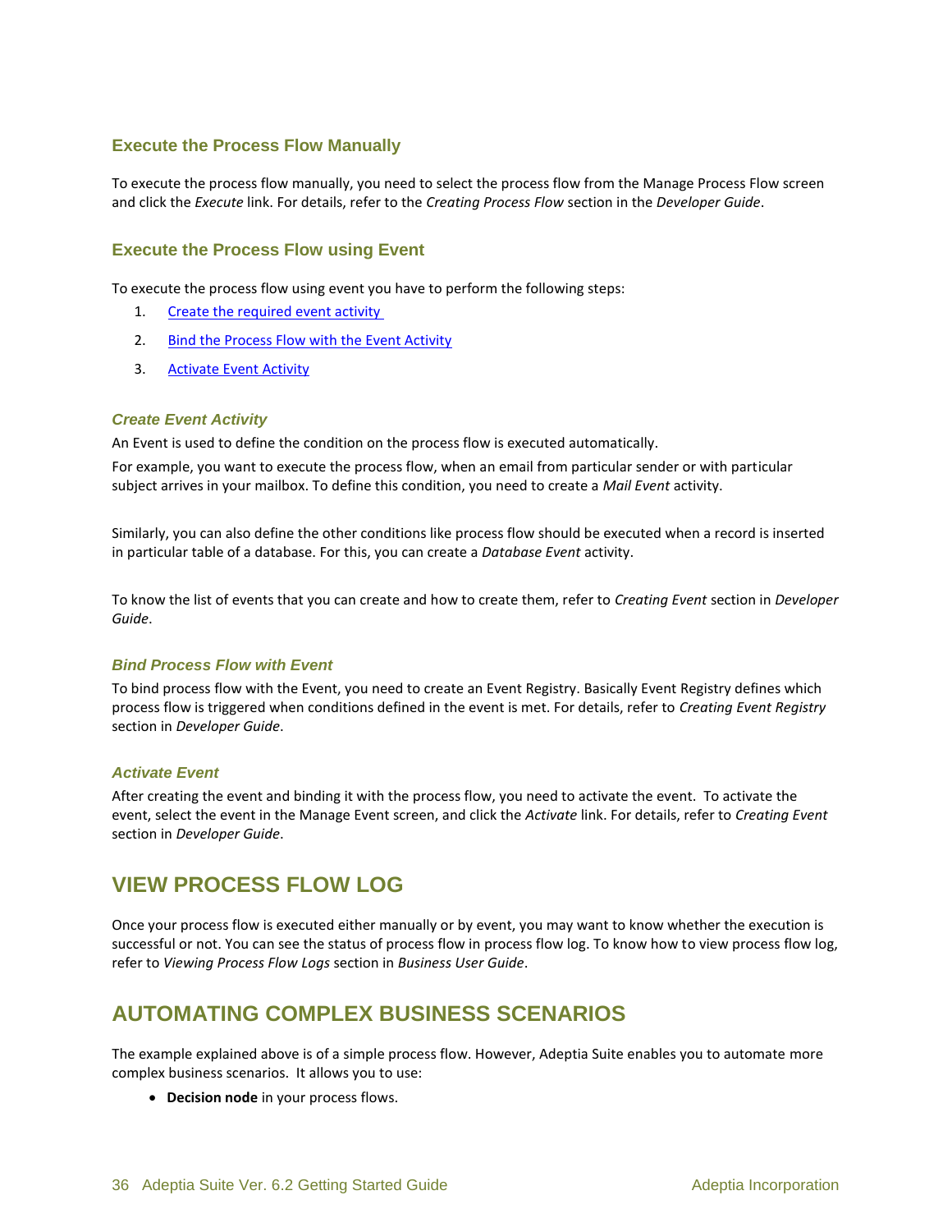### Execute the Process Flow Manually

To execute the process flow manually, you need to select the process flow from the Manage Process Flow screen and click the *Execute* link. For details, refer to the *Creating Process Flow* section in the *Developer Guide*.

### Execute the Process Flow using Event

To execute the process flow using event you have to perform the following steps:

1. Create the required event activity
2. Bind the Process Flow with the Event Activity
3. Activate Event Activity

#### *Create Event Activity*

An Event is used to define the condition on the process flow is executed automatically.

For example, you want to execute the process flow, when an email from particular sender or with particular subject arrives in your mailbox. To define this condition, you need to create a *Mail Event* activity.

Similarly, you can also define the other conditions like process flow should be executed when a record is inserted in particular table of a database. For this, you can create a *Database Event* activity.

To know the list of events that you can create and how to create them, refer to *Creating Event* section in *Developer Guide*.

#### *Bind Process Flow with Event*

To bind process flow with the Event, you need to create an Event Registry. Basically Event Registry defines which process flow is triggered when conditions defined in the event is met. For details, refer to *Creating Event Registry* section in *Developer Guide*.

#### *Activate Event*

After creating the event and binding it with the process flow, you need to activate the event. To activate the event, select the event in the Manage Event screen, and click the *Activate* link. For details, refer to *Creating Event* section in *Developer Guide*.

## VIEW PROCESS FLOW LOG

Once your process flow is executed either manually or by event, you may want to know whether the execution is successful or not. You can see the status of process flow in process flow log. To know how to view process flow log, refer to *Viewing Process Flow Logs* section in *Business User Guide*.

## AUTOMATING COMPLEX BUSINESS SCENARIOS

The example explained above is of a simple process flow. However, Adeptia Suite enables you to automate more complex business scenarios. It allows you to use:

- **Decision node** in your process flows.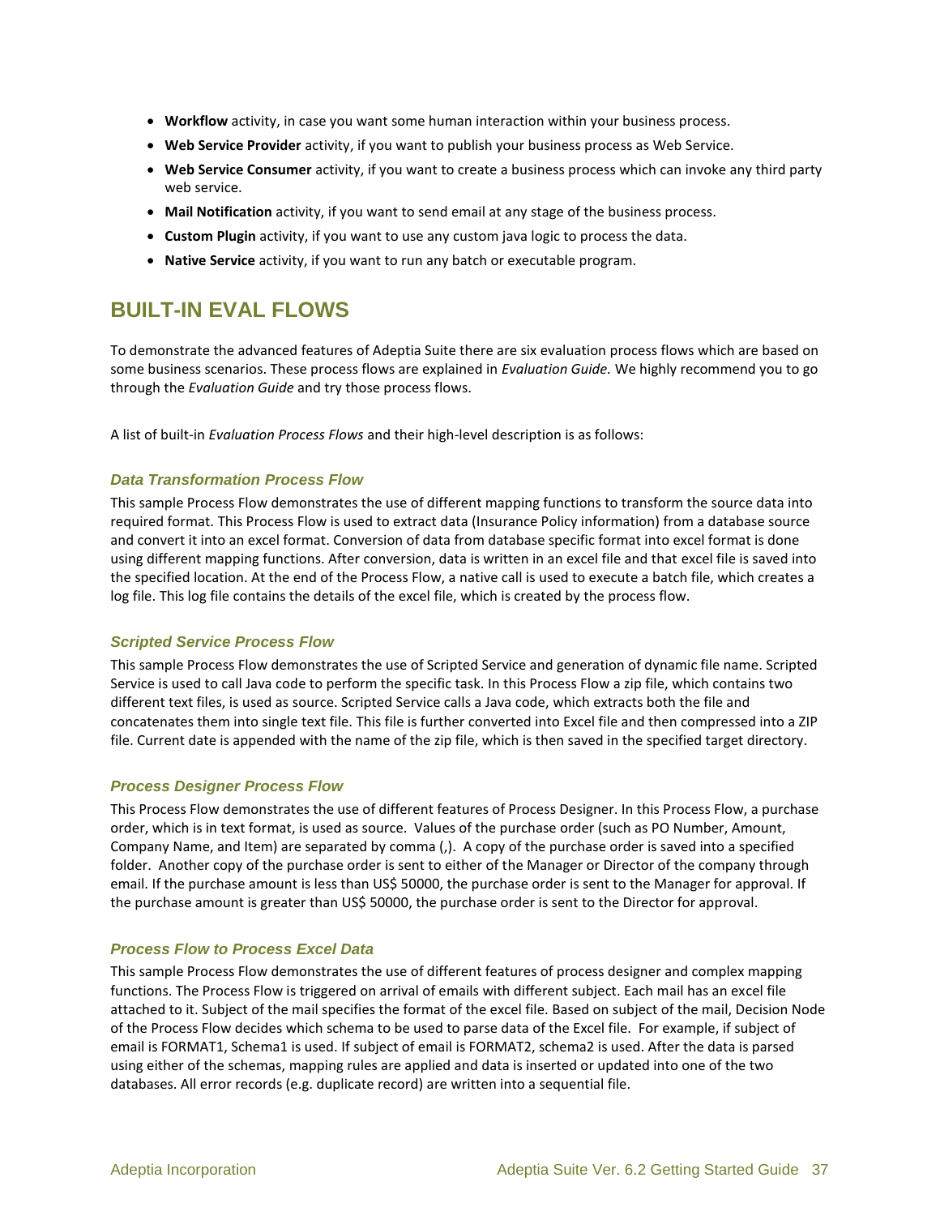- **Workflow** activity, in case you want some human interaction within your business process.
- **Web Service Provider** activity, if you want to publish your business process as Web Service.
- **Web Service Consumer** activity, if you want to create a business process which can invoke any third party web service.
- **Mail Notification** activity, if you want to send email at any stage of the business process.
- **Custom Plugin** activity, if you want to use any custom java logic to process the data.
- **Native Service** activity, if you want to run any batch or executable program.

## BUILT-IN EVAL FLOWS

To demonstrate the advanced features of Adeptia Suite there are six evaluation process flows which are based on some business scenarios. These process flows are explained in *Evaluation Guide.* We highly recommend you to go through the *Evaluation Guide* and try those process flows.

A list of built-in *Evaluation Process Flows* and their high-level description is as follows:

### *Data Transformation Process Flow*

This sample Process Flow demonstrates the use of different mapping functions to transform the source data into required format. This Process Flow is used to extract data (Insurance Policy information) from a database source and convert it into an excel format. Conversion of data from database specific format into excel format is done using different mapping functions. After conversion, data is written in an excel file and that excel file is saved into the specified location. At the end of the Process Flow, a native call is used to execute a batch file, which creates a log file. This log file contains the details of the excel file, which is created by the process flow.

### *Scripted Service Process Flow*

This sample Process Flow demonstrates the use of Scripted Service and generation of dynamic file name. Scripted Service is used to call Java code to perform the specific task. In this Process Flow a zip file, which contains two different text files, is used as source. Scripted Service calls a Java code, which extracts both the file and concatenates them into single text file. This file is further converted into Excel file and then compressed into a ZIP file. Current date is appended with the name of the zip file, which is then saved in the specified target directory.

### *Process Designer Process Flow*

This Process Flow demonstrates the use of different features of Process Designer. In this Process Flow, a purchase order, which is in text format, is used as source. Values of the purchase order (such as PO Number, Amount, Company Name, and Item) are separated by comma (,). A copy of the purchase order is saved into a specified folder. Another copy of the purchase order is sent to either of the Manager or Director of the company through email. If the purchase amount is less than US$ 50000, the purchase order is sent to the Manager for approval. If the purchase amount is greater than US$ 50000, the purchase order is sent to the Director for approval.

### *Process Flow to Process Excel Data*

This sample Process Flow demonstrates the use of different features of process designer and complex mapping functions. The Process Flow is triggered on arrival of emails with different subject. Each mail has an excel file attached to it. Subject of the mail specifies the format of the excel file. Based on subject of the mail, Decision Node of the Process Flow decides which schema to be used to parse data of the Excel file. For example, if subject of email is FORMAT1, Schema1 is used. If subject of email is FORMAT2, schema2 is used. After the data is parsed using either of the schemas, mapping rules are applied and data is inserted or updated into one of the two databases. All error records (e.g. duplicate record) are written into a sequential file.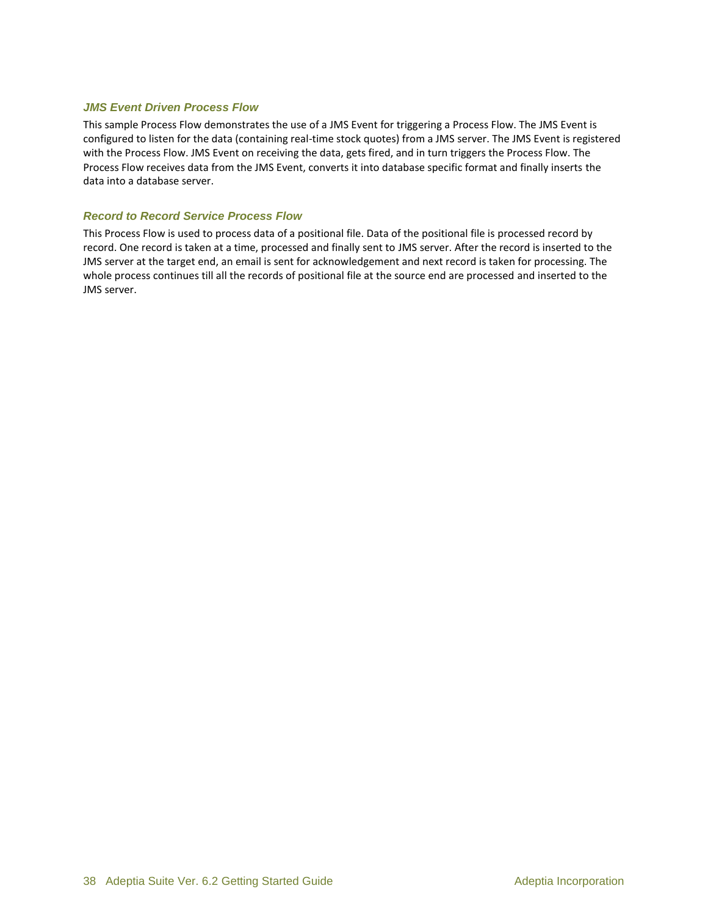### *JMS Event Driven Process Flow*

This sample Process Flow demonstrates the use of a JMS Event for triggering a Process Flow. The JMS Event is configured to listen for the data (containing real-time stock quotes) from a JMS server. The JMS Event is registered with the Process Flow. JMS Event on receiving the data, gets fired, and in turn triggers the Process Flow. The Process Flow receives data from the JMS Event, converts it into database specific format and finally inserts the data into a database server.

### *Record to Record Service Process Flow*

This Process Flow is used to process data of a positional file. Data of the positional file is processed record by record. One record is taken at a time, processed and finally sent to JMS server. After the record is inserted to the JMS server at the target end, an email is sent for acknowledgement and next record is taken for processing. The whole process continues till all the records of positional file at the source end are processed and inserted to the JMS server.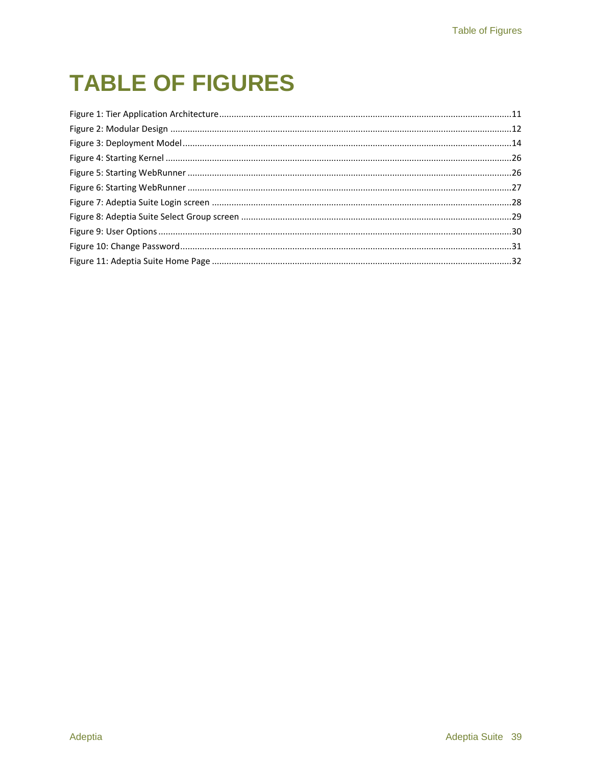# TABLE OF FIGURES

Figure 1: Tier Application Architecture......11
Figure 2: Modular Design ......12
Figure 3: Deployment Model......14
Figure 4: Starting Kernel ......26
Figure 5: Starting WebRunner ......26
Figure 6: Starting WebRunner ......27
Figure 7: Adeptia Suite Login screen ......28
Figure 8: Adeptia Suite Select Group screen ......29
Figure 9: User Options......30
Figure 10: Change Password......31
Figure 11: Adeptia Suite Home Page ......32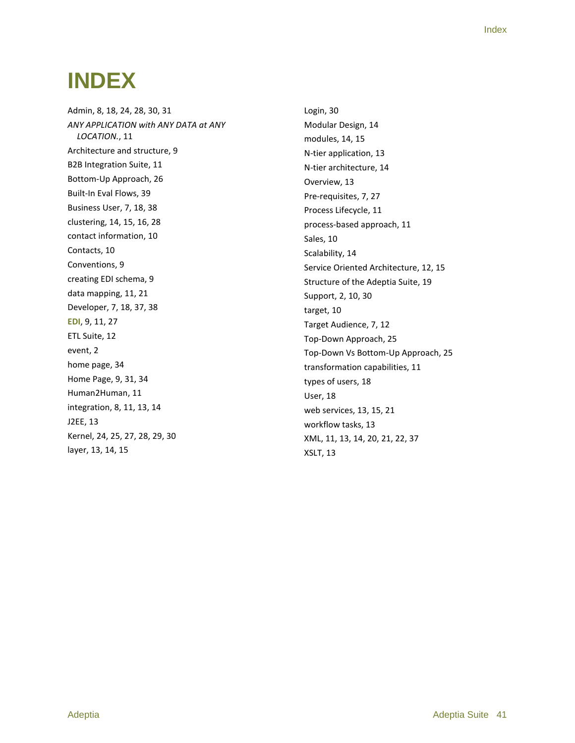# INDEX

Admin, 8, 18, 24, 28, 30, 31

*ANY APPLICATION with ANY DATA at ANY LOCATION.*, 11

Architecture and structure, 9

B2B Integration Suite, 11

Bottom-Up Approach, 26

Built-In Eval Flows, 39

Business User, 7, 18, 38

clustering, 14, 15, 16, 28

contact information, 10

Contacts, 10

Conventions, 9

creating EDI schema, 9

data mapping, 11, 21

Developer, 7, 18, 37, 38

**EDI**, 9, 11, 27

ETL Suite, 12

event, 2

home page, 34

Home Page, 9, 31, 34

Human2Human, 11

integration, 8, 11, 13, 14

J2EE, 13

Kernel, 24, 25, 27, 28, 29, 30

layer, 13, 14, 15

Login, 30

Modular Design, 14

modules, 14, 15

N-tier application, 13

N-tier architecture, 14

Overview, 13

Pre-requisites, 7, 27

Process Lifecycle, 11

process-based approach, 11

Sales, 10

Scalability, 14

Service Oriented Architecture, 12, 15

Structure of the Adeptia Suite, 19

Support, 2, 10, 30

target, 10

Target Audience, 7, 12

Top-Down Approach, 25

Top-Down Vs Bottom-Up Approach, 25

transformation capabilities, 11

types of users, 18

User, 18

web services, 13, 15, 21

workflow tasks, 13

XML, 11, 13, 14, 20, 21, 22, 37

XSLT, 13